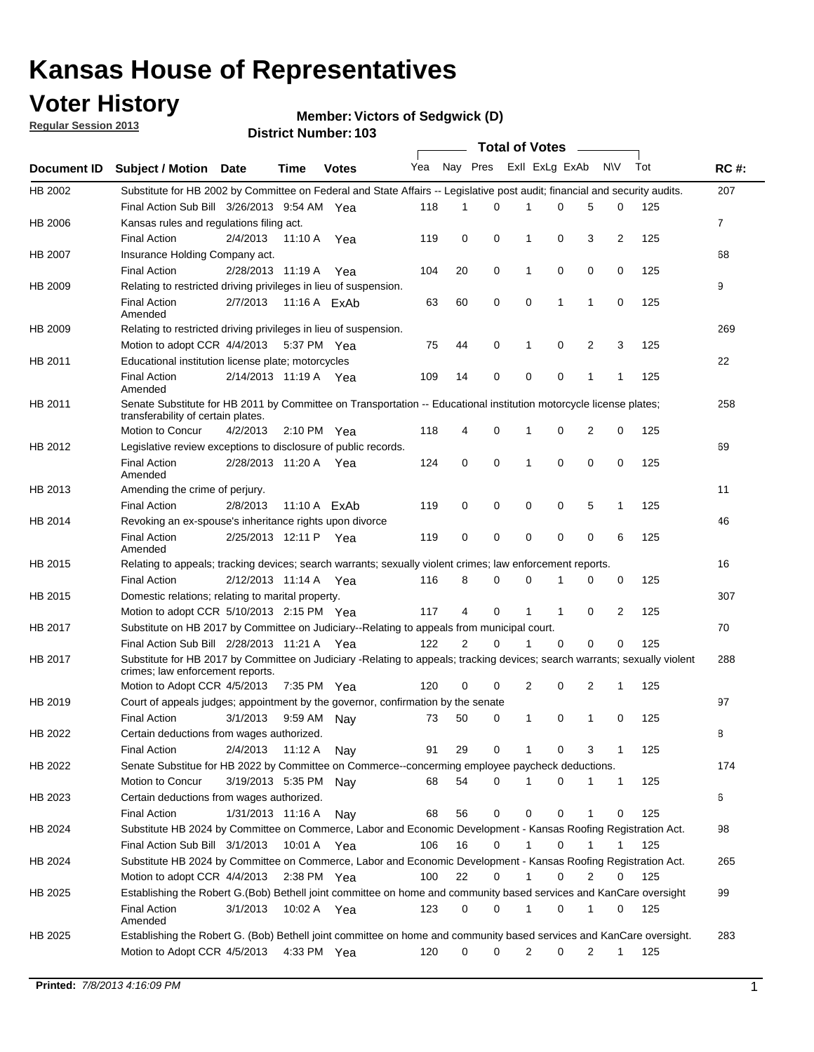# Kansas House of Representatives

## Voter History

**Regular Session 2013**

**Member: Victors of Sedgwick (D)**

**District Number: 103**

| Document ID | Subject / Motion | Date | Time | Votes | Yea | Nay | Pres | ExII | ExLg | ExAb | N\V | Tot | RC #: |
|---|---|---|---|---|---|---|---|---|---|---|---|---|---|
| HB 2002 | Substitute for HB 2002 by Committee on Federal and State Affairs -- Legislative post audit; financial and security audits. | | | | | | | | | | | | 207 |
| | Final Action Sub Bill | 3/26/2013 | 9:54 AM | Yea | 118 | 1 | 0 | 1 | 0 | 5 | 0 | 125 | |
| HB 2006 | Kansas rules and regulations filing act. | | | | | | | | | | | | 7 |
| | Final Action | 2/4/2013 | 11:10 A | Yea | 119 | 0 | 0 | 1 | 0 | 3 | 2 | 125 | |
| HB 2007 | Insurance Holding Company act. | | | | | | | | | | | | 68 |
| | Final Action | 2/28/2013 | 11:19 A | Yea | 104 | 20 | 0 | 1 | 0 | 0 | 0 | 125 | |
| HB 2009 | Relating to restricted driving privileges in lieu of suspension. | | | | | | | | | | | | 9 |
| | Final Action Amended | 2/7/2013 | 11:16 A | ExAb | 63 | 60 | 0 | 0 | 1 | 1 | 0 | 125 | |
| HB 2009 | Relating to restricted driving privileges in lieu of suspension. | | | | | | | | | | | | 269 |
| | Motion to adopt CCR | 4/4/2013 | 5:37 PM | Yea | 75 | 44 | 0 | 1 | 0 | 2 | 3 | 125 | |
| HB 2011 | Educational institution license plate; motorcycles | | | | | | | | | | | | 22 |
| | Final Action Amended | 2/14/2013 | 11:19 A | Yea | 109 | 14 | 0 | 0 | 0 | 1 | 1 | 125 | |
| HB 2011 | Senate Substitute for HB 2011 by Committee on Transportation -- Educational institution motorcycle license plates; transferability of certain plates. | | | | | | | | | | | | 258 |
| | Motion to Concur | 4/2/2013 | 2:10 PM | Yea | 118 | 4 | 0 | 1 | 0 | 2 | 0 | 125 | |
| HB 2012 | Legislative review exceptions to disclosure of public records. | | | | | | | | | | | | 69 |
| | Final Action Amended | 2/28/2013 | 11:20 A | Yea | 124 | 0 | 0 | 1 | 0 | 0 | 0 | 125 | |
| HB 2013 | Amending the crime of perjury. | | | | | | | | | | | | 11 |
| | Final Action | 2/8/2013 | 11:10 A | ExAb | 119 | 0 | 0 | 0 | 0 | 5 | 1 | 125 | |
| HB 2014 | Revoking an ex-spouse's inheritance rights upon divorce | | | | | | | | | | | | 46 |
| | Final Action Amended | 2/25/2013 | 12:11 P | Yea | 119 | 0 | 0 | 0 | 0 | 0 | 6 | 125 | |
| HB 2015 | Relating to appeals; tracking devices; search warrants; sexually violent crimes; law enforcement reports. | | | | | | | | | | | | 16 |
| | Final Action | 2/12/2013 | 11:14 A | Yea | 116 | 8 | 0 | 0 | 1 | 0 | 0 | 125 | |
| HB 2015 | Domestic relations; relating to marital property. | | | | | | | | | | | | 307 |
| | Motion to adopt CCR | 5/10/2013 | 2:15 PM | Yea | 117 | 4 | 0 | 1 | 1 | 0 | 2 | 125 | |
| HB 2017 | Substitute on HB 2017 by Committee on Judiciary--Relating to appeals from municipal court. | | | | | | | | | | | | 70 |
| | Final Action Sub Bill | 2/28/2013 | 11:21 A | Yea | 122 | 2 | 0 | 1 | 0 | 0 | 0 | 125 | |
| HB 2017 | Substitute for HB 2017 by Committee on Judiciary -Relating to appeals; tracking devices; search warrants; sexually violent crimes; law enforcement reports. | | | | | | | | | | | | 288 |
| | Motion to Adopt CCR | 4/5/2013 | 7:35 PM | Yea | 120 | 0 | 0 | 2 | 0 | 2 | 1 | 125 | |
| HB 2019 | Court of appeals judges; appointment by the governor, confirmation by the senate | | | | | | | | | | | | 97 |
| | Final Action | 3/1/2013 | 9:59 AM | Nay | 73 | 50 | 0 | 1 | 0 | 1 | 0 | 125 | |
| HB 2022 | Certain deductions from wages authorized. | | | | | | | | | | | | 8 |
| | Final Action | 2/4/2013 | 11:12 A | Nay | 91 | 29 | 0 | 1 | 0 | 3 | 1 | 125 | |
| HB 2022 | Senate Substitue for HB 2022 by Committee on Commerce--concerning employee paycheck deductions. | | | | | | | | | | | | 174 |
| | Motion to Concur | 3/19/2013 | 5:35 PM | Nay | 68 | 54 | 0 | 1 | 0 | 1 | 1 | 125 | |
| HB 2023 | Certain deductions from wages authorized. | | | | | | | | | | | | 6 |
| | Final Action | 1/31/2013 | 11:16 A | Nay | 68 | 56 | 0 | 0 | 0 | 1 | 0 | 125 | |
| HB 2024 | Substitute HB 2024 by Committee on Commerce, Labor and Economic Development - Kansas Roofing Registration Act. | | | | | | | | | | | | 98 |
| | Final Action Sub Bill | 3/1/2013 | 10:01 A | Yea | 106 | 16 | 0 | 1 | 0 | 1 | 1 | 125 | |
| HB 2024 | Substitute HB 2024 by Committee on Commerce, Labor and Economic Development - Kansas Roofing Registration Act. | | | | | | | | | | | | 265 |
| | Motion to adopt CCR | 4/4/2013 | 2:38 PM | Yea | 100 | 22 | 0 | 1 | 0 | 2 | 0 | 125 | |
| HB 2025 | Establishing the Robert G.(Bob) Bethell joint committee on home and community based services and KanCare oversight | | | | | | | | | | | | 99 |
| | Final Action Amended | 3/1/2013 | 10:02 A | Yea | 123 | 0 | 0 | 1 | 0 | 1 | 0 | 125 | |
| HB 2025 | Establishing the Robert G. (Bob) Bethell joint committee on home and community based services and KanCare oversight. | | | | | | | | | | | | 283 |
| | Motion to Adopt CCR | 4/5/2013 | 4:33 PM | Yea | 120 | 0 | 0 | 2 | 0 | 2 | 1 | 125 | |

**Printed:** *7/8/2013 4:16:09 PM*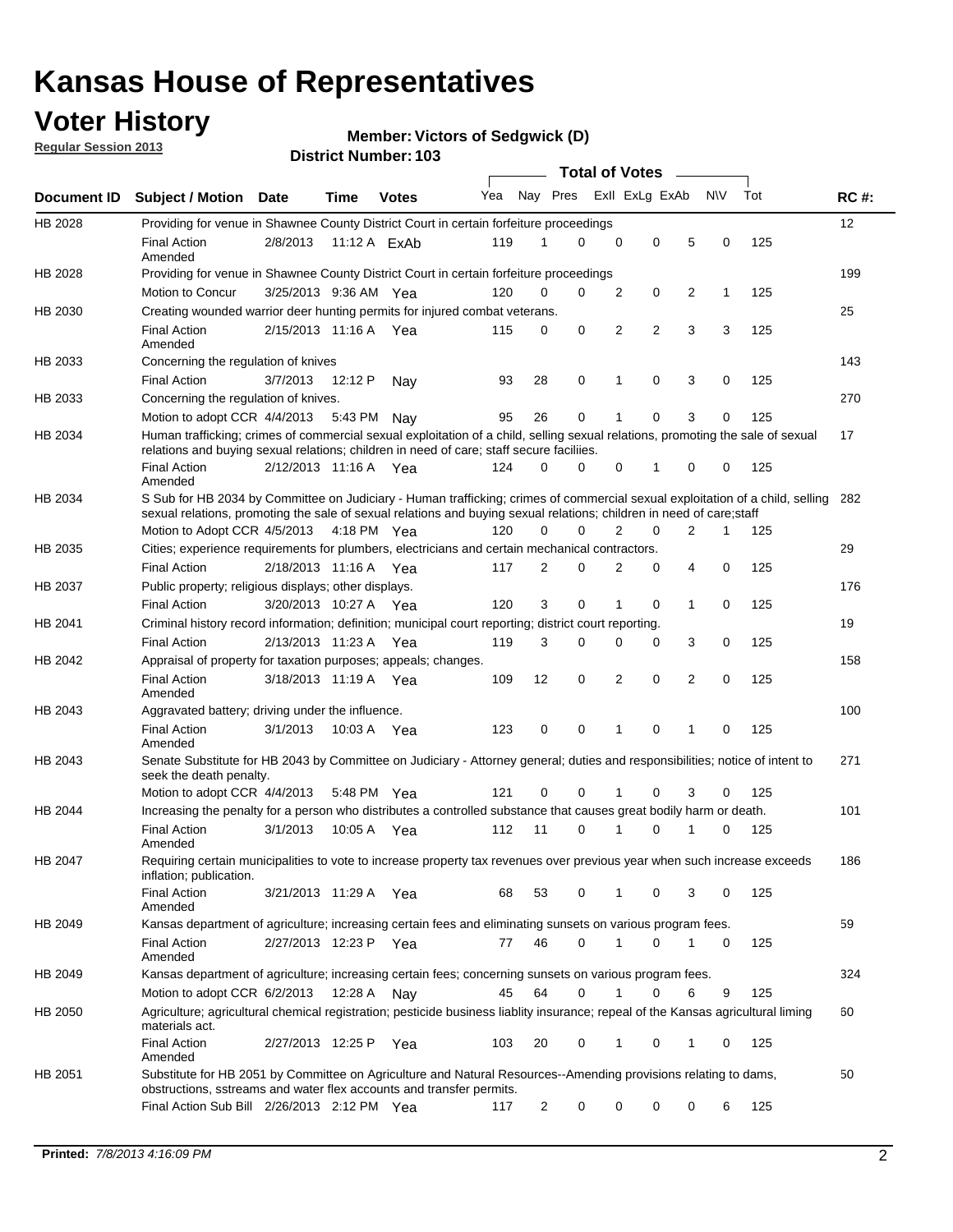# Kansas House of Representatives

## Voter History

**Regular Session 2013**

**Member: Victors of Sedgwick (D)**

**District Number: 103**

| Document ID | Subject / Motion | Date | Time | Votes | Yea | Nay | Pres | ExII | ExLg | ExAb | N\V | Tot | RC #: |
|---|---|---|---|---|---|---|---|---|---|---|---|---|---|
| HB 2028 | Providing for venue in Shawnee County District Court in certain forfeiture proceedings | | | | | | | | | | | | 12 |
| | Final Action Amended | 2/8/2013 | 11:12 A | ExAb | 119 | 1 | 0 | 0 | 0 | 5 | 0 | 125 | |
| HB 2028 | Providing for venue in Shawnee County District Court in certain forfeiture proceedings | | | | | | | | | | | | 199 |
| | Motion to Concur | 3/25/2013 | 9:36 AM | Yea | 120 | 0 | 0 | 2 | 0 | 2 | 1 | 125 | |
| HB 2030 | Creating wounded warrior deer hunting permits for injured combat veterans. | | | | | | | | | | | | 25 |
| | Final Action Amended | 2/15/2013 | 11:16 A | Yea | 115 | 0 | 0 | 2 | 2 | 3 | 3 | 125 | |
| HB 2033 | Concerning the regulation of knives | | | | | | | | | | | | 143 |
| | Final Action | 3/7/2013 | 12:12 P | Nay | 93 | 28 | 0 | 1 | 0 | 3 | 0 | 125 | |
| HB 2033 | Concerning the regulation of knives. | | | | | | | | | | | | 270 |
| | Motion to adopt CCR | 4/4/2013 | 5:43 PM | Nay | 95 | 26 | 0 | 1 | 0 | 3 | 0 | 125 | |
| HB 2034 | Human trafficking; crimes of commercial sexual exploitation of a child, selling sexual relations, promoting the sale of sexual relations and buying sexual relations; children in need of care; staff secure faciliies. | | | | | | | | | | | | 17 |
| | Final Action Amended | 2/12/2013 | 11:16 A | Yea | 124 | 0 | 0 | 0 | 1 | 0 | 0 | 125 | |
| HB 2034 | S Sub for HB 2034 by Committee on Judiciary - Human trafficking; crimes of commercial sexual exploitation of a child, selling sexual relations, promoting the sale of sexual relations and buying sexual relations; children in need of care;staff | | | | | | | | | | | | 282 |
| | Motion to Adopt CCR | 4/5/2013 | 4:18 PM | Yea | 120 | 0 | 0 | 2 | 0 | 2 | 1 | 125 | |
| HB 2035 | Cities; experience requirements for plumbers, electricians and certain mechanical contractors. | | | | | | | | | | | | 29 |
| | Final Action | 2/18/2013 | 11:16 A | Yea | 117 | 2 | 0 | 2 | 0 | 4 | 0 | 125 | |
| HB 2037 | Public property; religious displays; other displays. | | | | | | | | | | | | 176 |
| | Final Action | 3/20/2013 | 10:27 A | Yea | 120 | 3 | 0 | 1 | 0 | 1 | 0 | 125 | |
| HB 2041 | Criminal history record information; definition; municipal court reporting; district court reporting. | | | | | | | | | | | | 19 |
| | Final Action | 2/13/2013 | 11:23 A | Yea | 119 | 3 | 0 | 0 | 0 | 3 | 0 | 125 | |
| HB 2042 | Appraisal of property for taxation purposes; appeals; changes. | | | | | | | | | | | | 158 |
| | Final Action Amended | 3/18/2013 | 11:19 A | Yea | 109 | 12 | 0 | 2 | 0 | 2 | 0 | 125 | |
| HB 2043 | Aggravated battery; driving under the influence. | | | | | | | | | | | | 100 |
| | Final Action Amended | 3/1/2013 | 10:03 A | Yea | 123 | 0 | 0 | 1 | 0 | 1 | 0 | 125 | |
| HB 2043 | Senate Substitute for HB 2043 by Committee on Judiciary - Attorney general; duties and responsibilities; notice of intent to seek the death penalty. | | | | | | | | | | | | 271 |
| | Motion to adopt CCR | 4/4/2013 | 5:48 PM | Yea | 121 | 0 | 0 | 1 | 0 | 3 | 0 | 125 | |
| HB 2044 | Increasing the penalty for a person who distributes a controlled substance that causes great bodily harm or death. | | | | | | | | | | | | 101 |
| | Final Action Amended | 3/1/2013 | 10:05 A | Yea | 112 | 11 | 0 | 1 | 0 | 1 | 0 | 125 | |
| HB 2047 | Requiring certain municipalities to vote to increase property tax revenues over previous year when such increase exceeds inflation; publication. | | | | | | | | | | | | 186 |
| | Final Action Amended | 3/21/2013 | 11:29 A | Yea | 68 | 53 | 0 | 1 | 0 | 3 | 0 | 125 | |
| HB 2049 | Kansas department of agriculture; increasing certain fees and eliminating sunsets on various program fees. | | | | | | | | | | | | 59 |
| | Final Action Amended | 2/27/2013 | 12:23 P | Yea | 77 | 46 | 0 | 1 | 0 | 1 | 0 | 125 | |
| HB 2049 | Kansas department of agriculture; increasing certain fees; concerning sunsets on various program fees. | | | | | | | | | | | | 324 |
| | Motion to adopt CCR | 6/2/2013 | 12:28 A | Nay | 45 | 64 | 0 | 1 | 0 | 6 | 9 | 125 | |
| HB 2050 | Agriculture; agricultural chemical registration; pesticide business liablity insurance; repeal of the Kansas agricultural liming materials act. | | | | | | | | | | | | 60 |
| | Final Action Amended | 2/27/2013 | 12:25 P | Yea | 103 | 20 | 0 | 1 | 0 | 1 | 0 | 125 | |
| HB 2051 | Substitute for HB 2051 by Committee on Agriculture and Natural Resources--Amending provisions relating to dams, obstructions, sstreams and water flex accounts and transfer permits. | | | | | | | | | | | | 50 |
| | Final Action Sub Bill | 2/26/2013 | 2:12 PM | Yea | 117 | 2 | 0 | 0 | 0 | 0 | 6 | 125 | |

**Printed:** *7/8/2013 4:16:09 PM*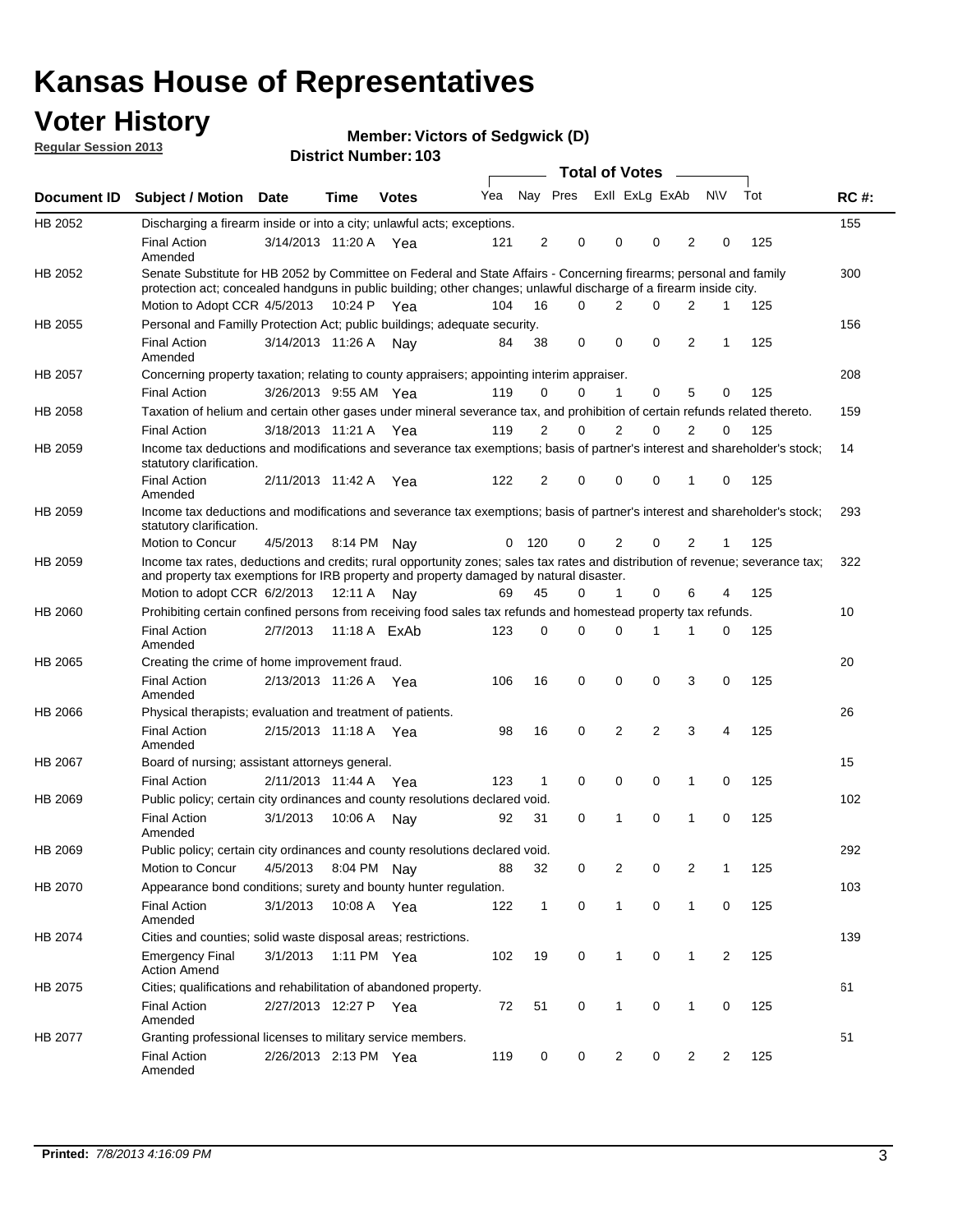# Kansas House of Representatives

## Voter History

**Regular Session 2013**

**Member: Victors of Sedgwick (D)**

**District Number: 103**

| Document ID | Subject / Motion | Date | Time | Votes | Yea | Nay | Pres | ExII | ExLg | ExAb | N\V | Tot | RC #: |
|---|---|---|---|---|---|---|---|---|---|---|---|---|---|
| HB 2052 | Discharging a firearm inside or into a city; unlawful acts; exceptions. | | | | | | | | | | | | 155 |
| | Final Action Amended | 3/14/2013 | 11:20 A | Yea | 121 | 2 | 0 | 0 | 0 | 2 | 0 | 125 | |
| HB 2052 | Senate Substitute for HB 2052 by Committee on Federal and State Affairs - Concerning firearms; personal and family protection act; concealed handguns in public building; other changes; unlawful discharge of a firearm inside city. | | | | | | | | | | | | 300 |
| | Motion to Adopt CCR | 4/5/2013 | 10:24 P | Yea | 104 | 16 | 0 | 2 | 0 | 2 | 1 | 125 | |
| HB 2055 | Personal and Familly Protection Act; public buildings; adequate security. | | | | | | | | | | | | 156 |
| | Final Action Amended | 3/14/2013 | 11:26 A | Nay | 84 | 38 | 0 | 0 | 0 | 2 | 1 | 125 | |
| HB 2057 | Concerning property taxation; relating to county appraisers; appointing interim appraiser. | | | | | | | | | | | | 208 |
| | Final Action | 3/26/2013 | 9:55 AM | Yea | 119 | 0 | 0 | 1 | 0 | 5 | 0 | 125 | |
| HB 2058 | Taxation of helium and certain other gases under mineral severance tax, and prohibition of certain refunds related thereto. | | | | | | | | | | | | 159 |
| | Final Action | 3/18/2013 | 11:21 A | Yea | 119 | 2 | 0 | 2 | 0 | 2 | 0 | 125 | |
| HB 2059 | Income tax deductions and modifications and severance tax exemptions; basis of partner's interest and shareholder's stock; statutory clarification. | | | | | | | | | | | | 14 |
| | Final Action Amended | 2/11/2013 | 11:42 A | Yea | 122 | 2 | 0 | 0 | 0 | 1 | 0 | 125 | |
| HB 2059 | Income tax deductions and modifications and severance tax exemptions; basis of partner's interest and shareholder's stock; statutory clarification. | | | | | | | | | | | | 293 |
| | Motion to Concur | 4/5/2013 | 8:14 PM | Nay | 0 | 120 | 0 | 2 | 0 | 2 | 1 | 125 | |
| HB 2059 | Income tax rates, deductions and credits; rural opportunity zones; sales tax rates and distribution of revenue; severance tax; and property tax exemptions for IRB property and property damaged by natural disaster. | | | | | | | | | | | | 322 |
| | Motion to adopt CCR | 6/2/2013 | 12:11 A | Nay | 69 | 45 | 0 | 1 | 0 | 6 | 4 | 125 | |
| HB 2060 | Prohibiting certain confined persons from receiving food sales tax refunds and homestead property tax refunds. | | | | | | | | | | | | 10 |
| | Final Action Amended | 2/7/2013 | 11:18 A | ExAb | 123 | 0 | 0 | 0 | 1 | 1 | 0 | 125 | |
| HB 2065 | Creating the crime of home improvement fraud. | | | | | | | | | | | | 20 |
| | Final Action Amended | 2/13/2013 | 11:26 A | Yea | 106 | 16 | 0 | 0 | 0 | 3 | 0 | 125 | |
| HB 2066 | Physical therapists; evaluation and treatment of patients. | | | | | | | | | | | | 26 |
| | Final Action Amended | 2/15/2013 | 11:18 A | Yea | 98 | 16 | 0 | 2 | 2 | 3 | 4 | 125 | |
| HB 2067 | Board of nursing; assistant attorneys general. | | | | | | | | | | | | 15 |
| | Final Action | 2/11/2013 | 11:44 A | Yea | 123 | 1 | 0 | 0 | 0 | 1 | 0 | 125 | |
| HB 2069 | Public policy; certain city ordinances and county resolutions declared void. | | | | | | | | | | | | 102 |
| | Final Action Amended | 3/1/2013 | 10:06 A | Nay | 92 | 31 | 0 | 1 | 0 | 1 | 0 | 125 | |
| HB 2069 | Public policy; certain city ordinances and county resolutions declared void. | | | | | | | | | | | | 292 |
| | Motion to Concur | 4/5/2013 | 8:04 PM | Nay | 88 | 32 | 0 | 2 | 0 | 2 | 1 | 125 | |
| HB 2070 | Appearance bond conditions; surety and bounty hunter regulation. | | | | | | | | | | | | 103 |
| | Final Action Amended | 3/1/2013 | 10:08 A | Yea | 122 | 1 | 0 | 1 | 0 | 1 | 0 | 125 | |
| HB 2074 | Cities and counties; solid waste disposal areas; restrictions. | | | | | | | | | | | | 139 |
| | Emergency Final Action Amend | 3/1/2013 | 1:11 PM | Yea | 102 | 19 | 0 | 1 | 0 | 1 | 2 | 125 | |
| HB 2075 | Cities; qualifications and rehabilitation of abandoned property. | | | | | | | | | | | | 61 |
| | Final Action Amended | 2/27/2013 | 12:27 P | Yea | 72 | 51 | 0 | 1 | 0 | 1 | 0 | 125 | |
| HB 2077 | Granting professional licenses to military service members. | | | | | | | | | | | | 51 |
| | Final Action Amended | 2/26/2013 | 2:13 PM | Yea | 119 | 0 | 0 | 2 | 0 | 2 | 2 | 125 | |

**Printed:** *7/8/2013 4:16:09 PM*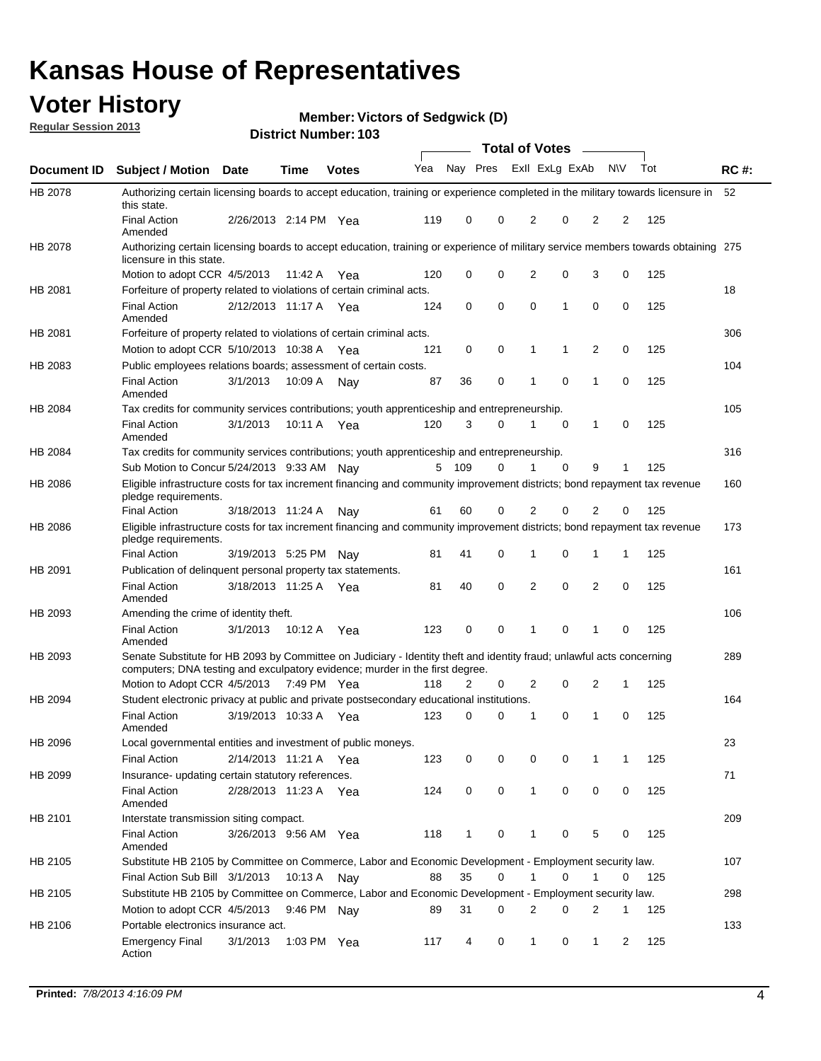# Kansas House of Representatives

## Voter History

**Regular Session 2013**

**Member: Victors of Sedgwick (D)**

**District Number: 103**

| Document ID | Subject / Motion | Date | Time | Votes | Yea | Nay | Pres | ExlI | ExLg | ExAb | N\V | Tot | RC #: |
|---|---|---|---|---|---|---|---|---|---|---|---|---|---|
| HB 2078 | Authorizing certain licensing boards to accept education, training or experience completed in the military towards licensure in this state. | | | | | | | | | | | | 52 |
| | Final Action Amended | 2/26/2013 | 2:14 PM | Yea | 119 | 0 | 0 | 2 | 0 | 2 | 2 | 125 | |
| HB 2078 | Authorizing certain licensing boards to accept education, training or experience of military service members towards obtaining licensure in this state. | | | | | | | | | | | | 275 |
| | Motion to adopt CCR | 4/5/2013 | 11:42 A | Yea | 120 | 0 | 0 | 2 | 0 | 3 | 0 | 125 | |
| HB 2081 | Forfeiture of property related to violations of certain criminal acts. | | | | | | | | | | | | 18 |
| | Final Action Amended | 2/12/2013 | 11:17 A | Yea | 124 | 0 | 0 | 0 | 1 | 0 | 0 | 125 | |
| HB 2081 | Forfeiture of property related to violations of certain criminal acts. | | | | | | | | | | | | 306 |
| | Motion to adopt CCR | 5/10/2013 | 10:38 A | Yea | 121 | 0 | 0 | 1 | 1 | 2 | 0 | 125 | |
| HB 2083 | Public employees relations boards; assessment of certain costs. | | | | | | | | | | | | 104 |
| | Final Action Amended | 3/1/2013 | 10:09 A | Nay | 87 | 36 | 0 | 1 | 0 | 1 | 0 | 125 | |
| HB 2084 | Tax credits for community services contributions; youth apprenticeship and entrepreneurship. | | | | | | | | | | | | 105 |
| | Final Action Amended | 3/1/2013 | 10:11 A | Yea | 120 | 3 | 0 | 1 | 0 | 1 | 0 | 125 | |
| HB 2084 | Tax credits for community services contributions; youth apprenticeship and entrepreneurship. | | | | | | | | | | | | 316 |
| | Sub Motion to Concur | 5/24/2013 | 9:33 AM | Nay | 5 | 109 | 0 | 1 | 0 | 9 | 1 | 125 | |
| HB 2086 | Eligible infrastructure costs for tax increment financing and community improvement districts; bond repayment tax revenue pledge requirements. | | | | | | | | | | | | 160 |
| | Final Action | 3/18/2013 | 11:24 A | Nay | 61 | 60 | 0 | 2 | 0 | 2 | 0 | 125 | |
| HB 2086 | Eligible infrastructure costs for tax increment financing and community improvement districts; bond repayment tax revenue pledge requirements. | | | | | | | | | | | | 173 |
| | Final Action | 3/19/2013 | 5:25 PM | Nay | 81 | 41 | 0 | 1 | 0 | 1 | 1 | 125 | |
| HB 2091 | Publication of delinquent personal property tax statements. | | | | | | | | | | | | 161 |
| | Final Action Amended | 3/18/2013 | 11:25 A | Yea | 81 | 40 | 0 | 2 | 0 | 2 | 0 | 125 | |
| HB 2093 | Amending the crime of identity theft. | | | | | | | | | | | | 106 |
| | Final Action Amended | 3/1/2013 | 10:12 A | Yea | 123 | 0 | 0 | 1 | 0 | 1 | 0 | 125 | |
| HB 2093 | Senate Substitute for HB 2093 by Committee on Judiciary - Identity theft and identity fraud; unlawful acts concerning computers; DNA testing and exculpatory evidence; murder in the first degree. | | | | | | | | | | | | 289 |
| | Motion to Adopt CCR | 4/5/2013 | 7:49 PM | Yea | 118 | 2 | 0 | 2 | 0 | 2 | 1 | 125 | |
| HB 2094 | Student electronic privacy at public and private postsecondary educational institutions. | | | | | | | | | | | | 164 |
| | Final Action Amended | 3/19/2013 | 10:33 A | Yea | 123 | 0 | 0 | 1 | 0 | 1 | 0 | 125 | |
| HB 2096 | Local governmental entities and investment of public moneys. | | | | | | | | | | | | 23 |
| | Final Action | 2/14/2013 | 11:21 A | Yea | 123 | 0 | 0 | 0 | 0 | 1 | 1 | 125 | |
| HB 2099 | Insurance- updating certain statutory references. | | | | | | | | | | | | 71 |
| | Final Action Amended | 2/28/2013 | 11:23 A | Yea | 124 | 0 | 0 | 1 | 0 | 0 | 0 | 125 | |
| HB 2101 | Interstate transmission siting compact. | | | | | | | | | | | | 209 |
| | Final Action Amended | 3/26/2013 | 9:56 AM | Yea | 118 | 1 | 0 | 1 | 0 | 5 | 0 | 125 | |
| HB 2105 | Substitute HB 2105 by Committee on Commerce, Labor and Economic Development - Employment security law. | | | | | | | | | | | | 107 |
| | Final Action Sub Bill | 3/1/2013 | 10:13 A | Nay | 88 | 35 | 0 | 1 | 0 | 1 | 0 | 125 | |
| HB 2105 | Substitute HB 2105 by Committee on Commerce, Labor and Economic Development - Employment security law. | | | | | | | | | | | | 298 |
| | Motion to adopt CCR | 4/5/2013 | 9:46 PM | Nay | 89 | 31 | 0 | 2 | 0 | 2 | 1 | 125 | |
| HB 2106 | Portable electronics insurance act. | | | | | | | | | | | | 133 |
| | Emergency Final Action | 3/1/2013 | 1:03 PM | Yea | 117 | 4 | 0 | 1 | 0 | 1 | 2 | 125 | |

**Printed:** *7/8/2013 4:16:09 PM*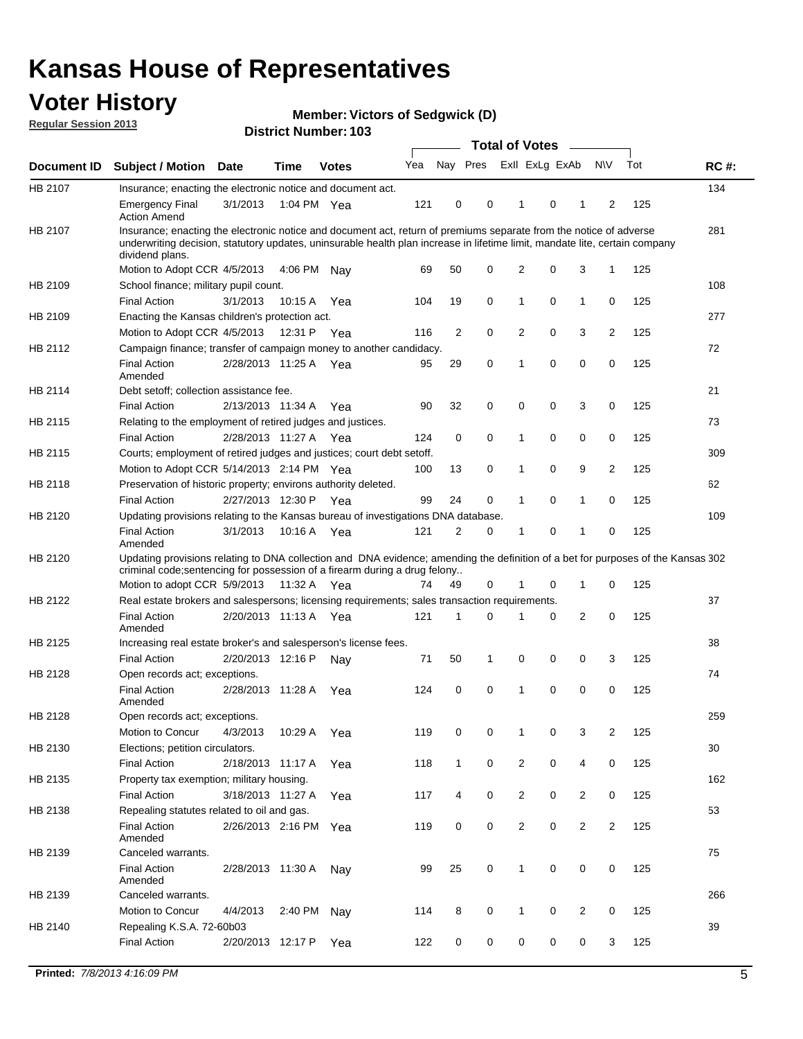# Kansas House of Representatives

## Voter History

**Regular Session 2013**

**Member: Victors of Sedgwick (D)**

**District Number: 103**

| Document ID | Subject / Motion | Date | Time | Votes | Yea | Nay | Pres | ExII | ExLg | ExAb | N\V | Tot | RC #: |
|---|---|---|---|---|---|---|---|---|---|---|---|---|---|
| HB 2107 | Insurance; enacting the electronic notice and document act. | | | | | | | | | | | | 134 |
| | Emergency Final Action Amend | 3/1/2013 | 1:04 PM | Yea | 121 | 0 | 0 | 1 | 0 | 1 | 2 | 125 | |
| HB 2107 | Insurance; enacting the electronic notice and document act, return of premiums separate from the notice of adverse underwriting decision, statutory updates, uninsurable health plan increase in lifetime limit, mandate lite, certain company dividend plans. | | | | | | | | | | | | 281 |
| | Motion to Adopt CCR | 4/5/2013 | 4:06 PM | Nay | 69 | 50 | 0 | 2 | 0 | 3 | 1 | 125 | |
| HB 2109 | School finance; military pupil count. | | | | | | | | | | | | 108 |
| | Final Action | 3/1/2013 | 10:15 A | Yea | 104 | 19 | 0 | 1 | 0 | 1 | 0 | 125 | |
| HB 2109 | Enacting the Kansas children's protection act. | | | | | | | | | | | | 277 |
| | Motion to Adopt CCR | 4/5/2013 | 12:31 P | Yea | 116 | 2 | 0 | 2 | 0 | 3 | 2 | 125 | |
| HB 2112 | Campaign finance; transfer of campaign money to another candidacy. | | | | | | | | | | | | 72 |
| | Final Action Amended | 2/28/2013 | 11:25 A | Yea | 95 | 29 | 0 | 1 | 0 | 0 | 0 | 125 | |
| HB 2114 | Debt setoff; collection assistance fee. | | | | | | | | | | | | 21 |
| | Final Action | 2/13/2013 | 11:34 A | Yea | 90 | 32 | 0 | 0 | 0 | 3 | 0 | 125 | |
| HB 2115 | Relating to the employment of retired judges and justices. | | | | | | | | | | | | 73 |
| | Final Action | 2/28/2013 | 11:27 A | Yea | 124 | 0 | 0 | 1 | 0 | 0 | 0 | 125 | |
| HB 2115 | Courts; employment of retired judges and justices; court debt setoff. | | | | | | | | | | | | 309 |
| | Motion to Adopt CCR | 5/14/2013 | 2:14 PM | Yea | 100 | 13 | 0 | 1 | 0 | 9 | 2 | 125 | |
| HB 2118 | Preservation of historic property; environs authority deleted. | | | | | | | | | | | | 62 |
| | Final Action | 2/27/2013 | 12:30 P | Yea | 99 | 24 | 0 | 1 | 0 | 1 | 0 | 125 | |
| HB 2120 | Updating provisions relating to the Kansas bureau of investigations DNA database. | | | | | | | | | | | | 109 |
| | Final Action Amended | 3/1/2013 | 10:16 A | Yea | 121 | 2 | 0 | 1 | 0 | 1 | 0 | 125 | |
| HB 2120 | Updating provisions relating to DNA collection and DNA evidence; amending the definition of a bet for purposes of the Kansas criminal code;sentencing for possession of a firearm during a drug felony.. | | | | | | | | | | | | 302 |
| | Motion to adopt CCR | 5/9/2013 | 11:32 A | Yea | 74 | 49 | 0 | 1 | 0 | 1 | 0 | 125 | |
| HB 2122 | Real estate brokers and salespersons; licensing requirements; sales transaction requirements. | | | | | | | | | | | | 37 |
| | Final Action Amended | 2/20/2013 | 11:13 A | Yea | 121 | 1 | 0 | 1 | 0 | 2 | 0 | 125 | |
| HB 2125 | Increasing real estate broker's and salesperson's license fees. | | | | | | | | | | | | 38 |
| | Final Action | 2/20/2013 | 12:16 P | Nay | 71 | 50 | 1 | 0 | 0 | 0 | 3 | 125 | |
| HB 2128 | Open records act; exceptions. | | | | | | | | | | | | 74 |
| | Final Action Amended | 2/28/2013 | 11:28 A | Yea | 124 | 0 | 0 | 1 | 0 | 0 | 0 | 125 | |
| HB 2128 | Open records act; exceptions. | | | | | | | | | | | | 259 |
| | Motion to Concur | 4/3/2013 | 10:29 A | Yea | 119 | 0 | 0 | 1 | 0 | 3 | 2 | 125 | |
| HB 2130 | Elections; petition circulators. | | | | | | | | | | | | 30 |
| | Final Action | 2/18/2013 | 11:17 A | Yea | 118 | 1 | 0 | 2 | 0 | 4 | 0 | 125 | |
| HB 2135 | Property tax exemption; military housing. | | | | | | | | | | | | 162 |
| | Final Action | 3/18/2013 | 11:27 A | Yea | 117 | 4 | 0 | 2 | 0 | 2 | 0 | 125 | |
| HB 2138 | Repealing statutes related to oil and gas. | | | | | | | | | | | | 53 |
| | Final Action Amended | 2/26/2013 | 2:16 PM | Yea | 119 | 0 | 0 | 2 | 0 | 2 | 2 | 125 | |
| HB 2139 | Canceled warrants. | | | | | | | | | | | | 75 |
| | Final Action Amended | 2/28/2013 | 11:30 A | Nay | 99 | 25 | 0 | 1 | 0 | 0 | 0 | 125 | |
| HB 2139 | Canceled warrants. | | | | | | | | | | | | 266 |
| | Motion to Concur | 4/4/2013 | 2:40 PM | Nay | 114 | 8 | 0 | 1 | 0 | 2 | 0 | 125 | |
| HB 2140 | Repealing K.S.A. 72-60b03 | | | | | | | | | | | | 39 |
| | Final Action | 2/20/2013 | 12:17 P | Yea | 122 | 0 | 0 | 0 | 0 | 0 | 3 | 125 | |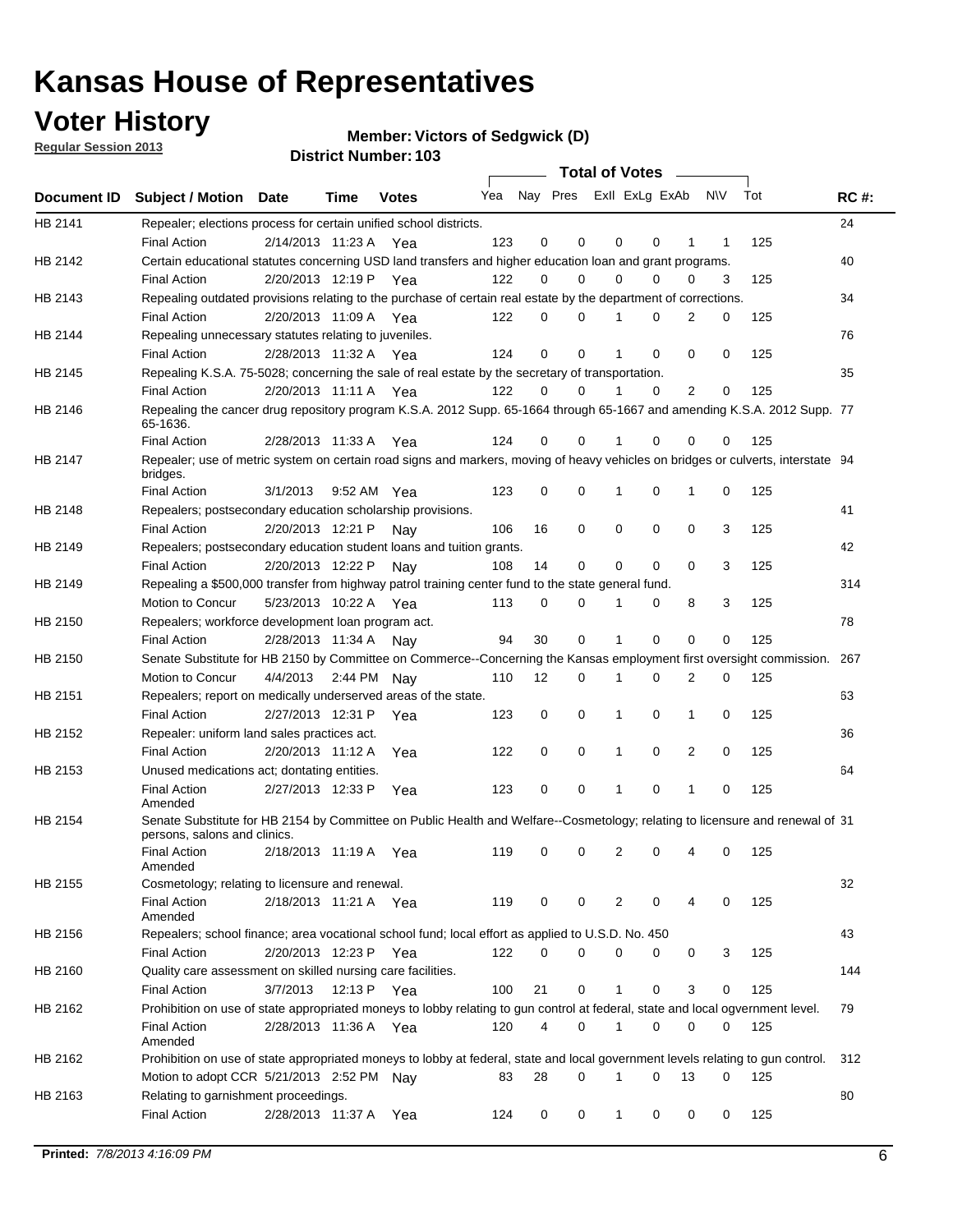# Kansas House of Representatives

## Voter History

**Regular Session 2013**

**Member: Victors of Sedgwick (D)**

**District Number: 103**

| Document ID | Subject / Motion | Date | Time | Votes | Yea | Nay | Pres | ExII | ExLg | ExAb | N\V | Tot | RC #: |
|---|---|---|---|---|---|---|---|---|---|---|---|---|---|
| HB 2141 | Repealer; elections process for certain unified school districts. | | | | | | | | | | | | 24 |
| | Final Action | 2/14/2013 | 11:23 A | Yea | 123 | 0 | 0 | 0 | 0 | 1 | 1 | 125 | |
| HB 2142 | Certain educational statutes concerning USD land transfers and higher education loan and grant programs. | | | | | | | | | | | | 40 |
| | Final Action | 2/20/2013 | 12:19 P | Yea | 122 | 0 | 0 | 0 | 0 | 0 | 3 | 125 | |
| HB 2143 | Repealing outdated provisions relating to the purchase of certain real estate by the department of corrections. | | | | | | | | | | | | 34 |
| | Final Action | 2/20/2013 | 11:09 A | Yea | 122 | 0 | 0 | 1 | 0 | 2 | 0 | 125 | |
| HB 2144 | Repealing unnecessary statutes relating to juveniles. | | | | | | | | | | | | 76 |
| | Final Action | 2/28/2013 | 11:32 A | Yea | 124 | 0 | 0 | 1 | 0 | 0 | 0 | 125 | |
| HB 2145 | Repealing K.S.A. 75-5028; concerning the sale of real estate by the secretary of transportation. | | | | | | | | | | | | 35 |
| | Final Action | 2/20/2013 | 11:11 A | Yea | 122 | 0 | 0 | 1 | 0 | 2 | 0 | 125 | |
| HB 2146 | Repealing the cancer drug repository program K.S.A. 2012 Supp. 65-1664 through 65-1667 and amending K.S.A. 2012 Supp. 65-1636. | | | | | | | | | | | | 77 |
| | Final Action | 2/28/2013 | 11:33 A | Yea | 124 | 0 | 0 | 1 | 0 | 0 | 0 | 125 | |
| HB 2147 | Repealer; use of metric system on certain road signs and markers, moving of heavy vehicles on bridges or culverts, interstate bridges. | | | | | | | | | | | | 94 |
| | Final Action | 3/1/2013 | 9:52 AM | Yea | 123 | 0 | 0 | 1 | 0 | 1 | 0 | 125 | |
| HB 2148 | Repealers; postsecondary education scholarship provisions. | | | | | | | | | | | | 41 |
| | Final Action | 2/20/2013 | 12:21 P | Nay | 106 | 16 | 0 | 0 | 0 | 0 | 3 | 125 | |
| HB 2149 | Repealers; postsecondary education student loans and tuition grants. | | | | | | | | | | | | 42 |
| | Final Action | 2/20/2013 | 12:22 P | Nay | 108 | 14 | 0 | 0 | 0 | 0 | 3 | 125 | |
| HB 2149 | Repealing a $500,000 transfer from highway patrol training center fund to the state general fund. | | | | | | | | | | | | 314 |
| | Motion to Concur | 5/23/2013 | 10:22 A | Yea | 113 | 0 | 0 | 1 | 0 | 8 | 3 | 125 | |
| HB 2150 | Repealers; workforce development loan program act. | | | | | | | | | | | | 78 |
| | Final Action | 2/28/2013 | 11:34 A | Nay | 94 | 30 | 0 | 1 | 0 | 0 | 0 | 125 | |
| HB 2150 | Senate Substitute for HB 2150 by Committee on Commerce--Concerning the Kansas employment first oversight commission. | | | | | | | | | | | | 267 |
| | Motion to Concur | 4/4/2013 | 2:44 PM | Nay | 110 | 12 | 0 | 1 | 0 | 2 | 0 | 125 | |
| HB 2151 | Repealers; report on medically underserved areas of the state. | | | | | | | | | | | | 63 |
| | Final Action | 2/27/2013 | 12:31 P | Yea | 123 | 0 | 0 | 1 | 0 | 1 | 0 | 125 | |
| HB 2152 | Repealer: uniform land sales practices act. | | | | | | | | | | | | 36 |
| | Final Action | 2/20/2013 | 11:12 A | Yea | 122 | 0 | 0 | 1 | 0 | 2 | 0 | 125 | |
| HB 2153 | Unused medications act; dontating entities. | | | | | | | | | | | | 64 |
| | Final Action Amended | 2/27/2013 | 12:33 P | Yea | 123 | 0 | 0 | 1 | 0 | 1 | 0 | 125 | |
| HB 2154 | Senate Substitute for HB 2154 by Committee on Public Health and Welfare--Cosmetology; relating to licensure and renewal of persons, salons and clinics. | | | | | | | | | | | | 31 |
| | Final Action Amended | 2/18/2013 | 11:19 A | Yea | 119 | 0 | 0 | 2 | 0 | 4 | 0 | 125 | |
| HB 2155 | Cosmetology; relating to licensure and renewal. | | | | | | | | | | | | 32 |
| | Final Action Amended | 2/18/2013 | 11:21 A | Yea | 119 | 0 | 0 | 2 | 0 | 4 | 0 | 125 | |
| HB 2156 | Repealers; school finance; area vocational school fund; local effort as applied to U.S.D. No. 450 | | | | | | | | | | | | 43 |
| | Final Action | 2/20/2013 | 12:23 P | Yea | 122 | 0 | 0 | 0 | 0 | 0 | 3 | 125 | |
| HB 2160 | Quality care assessment on skilled nursing care facilities. | | | | | | | | | | | | 144 |
| | Final Action | 3/7/2013 | 12:13 P | Yea | 100 | 21 | 0 | 1 | 0 | 3 | 0 | 125 | |
| HB 2162 | Prohibition on use of state appropriated moneys to lobby relating to gun control at federal, state and local ogvernment level. | | | | | | | | | | | | 79 |
| | Final Action Amended | 2/28/2013 | 11:36 A | Yea | 120 | 4 | 0 | 1 | 0 | 0 | 0 | 125 | |
| HB 2162 | Prohibition on use of state appropriated moneys to lobby at federal, state and local government levels relating to gun control. | | | | | | | | | | | | 312 |
| | Motion to adopt CCR | 5/21/2013 | 2:52 PM | Nay | 83 | 28 | 0 | 1 | 0 | 13 | 0 | 125 | |
| HB 2163 | Relating to garnishment proceedings. | | | | | | | | | | | | 80 |
| | Final Action | 2/28/2013 | 11:37 A | Yea | 124 | 0 | 0 | 1 | 0 | 0 | 0 | 125 | |

**Printed:** *7/8/2013 4:16:09 PM*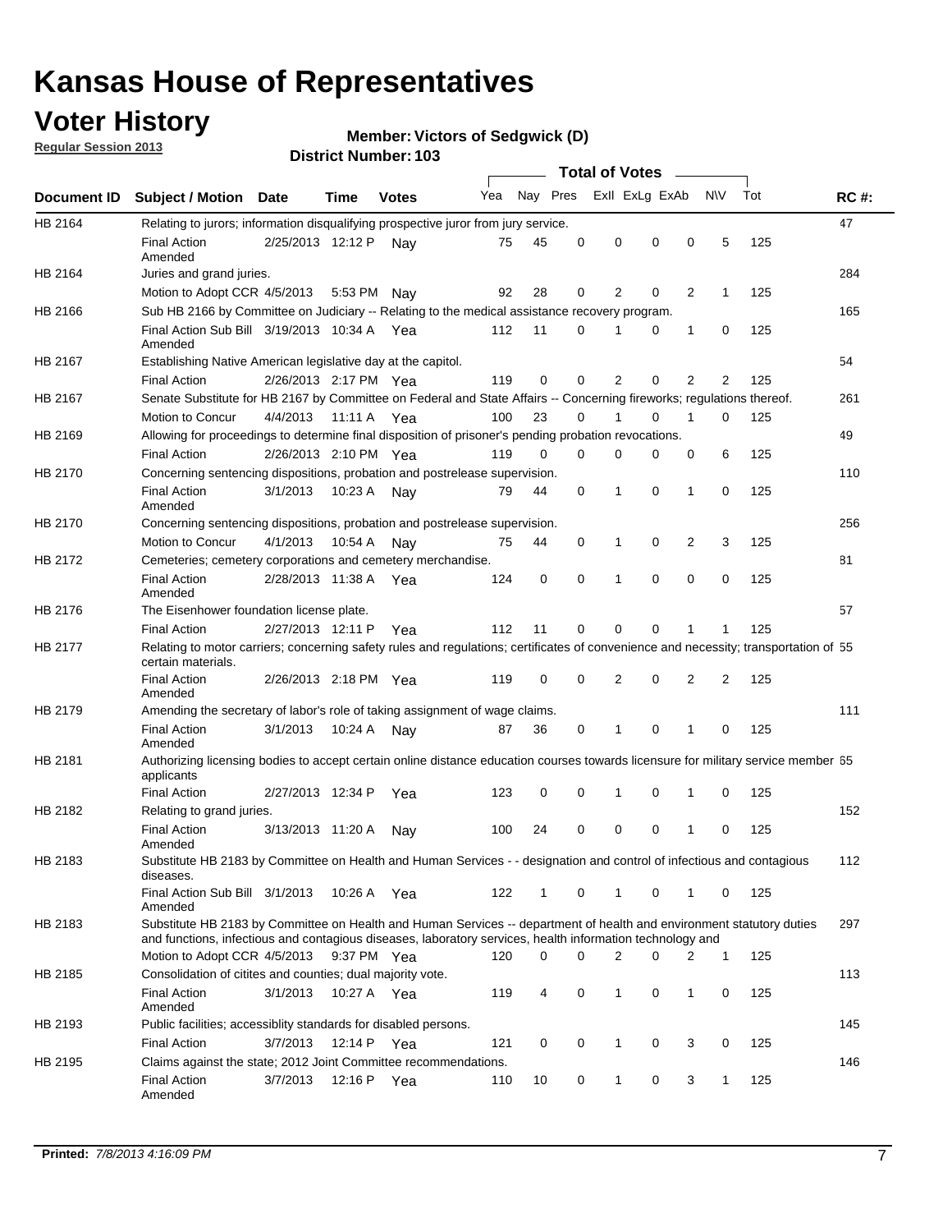# Kansas House of Representatives

## Voter History

**Regular Session 2013**

**Member: Victors of Sedgwick (D)**

**District Number: 103**

| Document ID | Subject / Motion | Date | Time | Votes | Yea | Nay | Pres | ExII | ExLg | ExAb | N\V | Tot | RC #: |
|---|---|---|---|---|---|---|---|---|---|---|---|---|---|
| HB 2164 | Relating to jurors; information disqualifying prospective juror from jury service. | | | | | | | | | | | | 47 |
| | Final Action Amended | 2/25/2013 | 12:12 P | Nay | 75 | 45 | 0 | 0 | 0 | 0 | 5 | 125 | |
| HB 2164 | Juries and grand juries. | | | | | | | | | | | | 284 |
| | Motion to Adopt CCR | 4/5/2013 | 5:53 PM | Nay | 92 | 28 | 0 | 2 | 0 | 2 | 1 | 125 | |
| HB 2166 | Sub HB 2166 by Committee on Judiciary -- Relating to the medical assistance recovery program. | | | | | | | | | | | | 165 |
| | Final Action Sub Bill Amended | 3/19/2013 | 10:34 A | Yea | 112 | 11 | 0 | 1 | 0 | 1 | 0 | 125 | |
| HB 2167 | Establishing Native American legislative day at the capitol. | | | | | | | | | | | | 54 |
| | Final Action | 2/26/2013 | 2:17 PM | Yea | 119 | 0 | 0 | 2 | 0 | 2 | 2 | 125 | |
| HB 2167 | Senate Substitute for HB 2167 by Committee on Federal and State Affairs -- Concerning fireworks; regulations thereof. | | | | | | | | | | | | 261 |
| | Motion to Concur | 4/4/2013 | 11:11 A | Yea | 100 | 23 | 0 | 1 | 0 | 1 | 0 | 125 | |
| HB 2169 | Allowing for proceedings to determine final disposition of prisoner's pending probation revocations. | | | | | | | | | | | | 49 |
| | Final Action | 2/26/2013 | 2:10 PM | Yea | 119 | 0 | 0 | 0 | 0 | 0 | 6 | 125 | |
| HB 2170 | Concerning sentencing dispositions, probation and postrelease supervision. | | | | | | | | | | | | 110 |
| | Final Action Amended | 3/1/2013 | 10:23 A | Nay | 79 | 44 | 0 | 1 | 0 | 1 | 0 | 125 | |
| HB 2170 | Concerning sentencing dispositions, probation and postrelease supervision. | | | | | | | | | | | | 256 |
| | Motion to Concur | 4/1/2013 | 10:54 A | Nay | 75 | 44 | 0 | 1 | 0 | 2 | 3 | 125 | |
| HB 2172 | Cemeteries; cemetery corporations and cemetery merchandise. | | | | | | | | | | | | 81 |
| | Final Action Amended | 2/28/2013 | 11:38 A | Yea | 124 | 0 | 0 | 1 | 0 | 0 | 0 | 125 | |
| HB 2176 | The Eisenhower foundation license plate. | | | | | | | | | | | | 57 |
| | Final Action | 2/27/2013 | 12:11 P | Yea | 112 | 11 | 0 | 0 | 0 | 1 | 1 | 125 | |
| HB 2177 | Relating to motor carriers; concerning safety rules and regulations; certificates of convenience and necessity; transportation of certain materials. | | | | | | | | | | | | 55 |
| | Final Action Amended | 2/26/2013 | 2:18 PM | Yea | 119 | 0 | 0 | 2 | 0 | 2 | 2 | 125 | |
| HB 2179 | Amending the secretary of labor's role of taking assignment of wage claims. | | | | | | | | | | | | 111 |
| | Final Action Amended | 3/1/2013 | 10:24 A | Nay | 87 | 36 | 0 | 1 | 0 | 1 | 0 | 125 | |
| HB 2181 | Authorizing licensing bodies to accept certain online distance education courses towards licensure for military service member applicants | | | | | | | | | | | | 65 |
| | Final Action | 2/27/2013 | 12:34 P | Yea | 123 | 0 | 0 | 1 | 0 | 1 | 0 | 125 | |
| HB 2182 | Relating to grand juries. | | | | | | | | | | | | 152 |
| | Final Action Amended | 3/13/2013 | 11:20 A | Nay | 100 | 24 | 0 | 0 | 0 | 1 | 0 | 125 | |
| HB 2183 | Substitute HB 2183 by Committee on Health and Human Services - - designation and control of infectious and contagious diseases. | | | | | | | | | | | | 112 |
| | Final Action Sub Bill Amended | 3/1/2013 | 10:26 A | Yea | 122 | 1 | 0 | 1 | 0 | 1 | 0 | 125 | |
| HB 2183 | Substitute HB 2183 by Committee on Health and Human Services -- department of health and environment statutory duties and functions, infectious and contagious diseases, laboratory services, health information technology and | | | | | | | | | | | | 297 |
| | Motion to Adopt CCR | 4/5/2013 | 9:37 PM | Yea | 120 | 0 | 0 | 2 | 0 | 2 | 1 | 125 | |
| HB 2185 | Consolidation of citites and counties; dual majority vote. | | | | | | | | | | | | 113 |
| | Final Action Amended | 3/1/2013 | 10:27 A | Yea | 119 | 4 | 0 | 1 | 0 | 1 | 0 | 125 | |
| HB 2193 | Public facilities; accessiblity standards for disabled persons. | | | | | | | | | | | | 145 |
| | Final Action | 3/7/2013 | 12:14 P | Yea | 121 | 0 | 0 | 1 | 0 | 3 | 0 | 125 | |
| HB 2195 | Claims against the state; 2012 Joint Committee recommendations. | | | | | | | | | | | | 146 |
| | Final Action Amended | 3/7/2013 | 12:16 P | Yea | 110 | 10 | 0 | 1 | 0 | 3 | 1 | 125 | |

**Printed:** *7/8/2013 4:16:09 PM*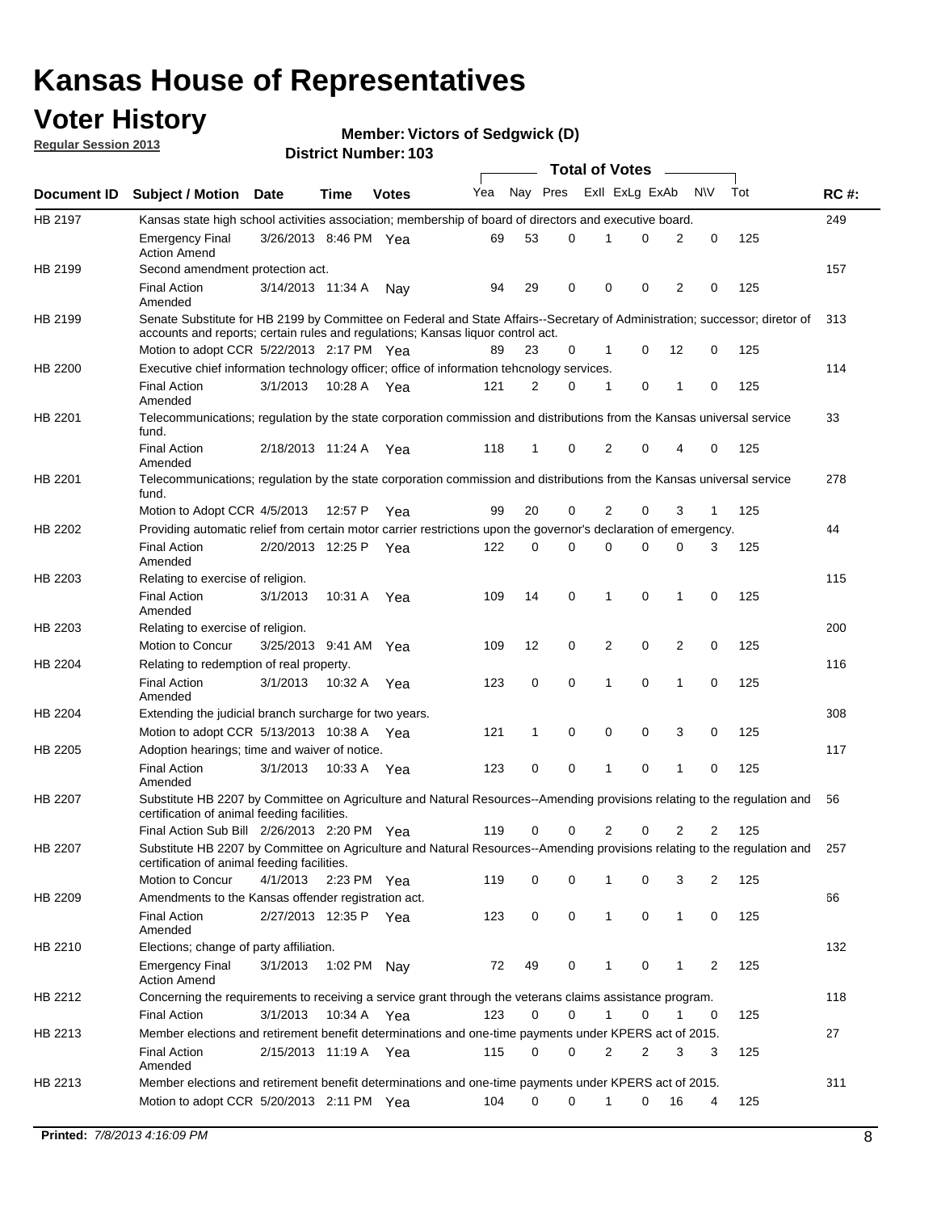# Kansas House of Representatives

## Voter History

**Regular Session 2013**

**Member: Victors of Sedgwick (D)**

**District Number: 103**

| Document ID | Subject / Motion | Date | Time | Votes | Yea | Nay | Pres | ExII | ExLg | ExAb | N\V | Tot | RC #: |
|---|---|---|---|---|---|---|---|---|---|---|---|---|---|
| HB 2197 | Kansas state high school activities association; membership of board of directors and executive board. | | | | | | | | | | | | 249 |
| | Emergency Final Action Amend | 3/26/2013 | 8:46 PM | Yea | 69 | 53 | 0 | 1 | 0 | 2 | 0 | 125 | |
| HB 2199 | Second amendment protection act. | | | | | | | | | | | | 157 |
| | Final Action Amended | 3/14/2013 | 11:34 A | Nay | 94 | 29 | 0 | 0 | 0 | 2 | 0 | 125 | |
| HB 2199 | Senate Substitute for HB 2199 by Committee on Federal and State Affairs--Secretary of Administration; successor; diretor of accounts and reports; certain rules and regulations; Kansas liquor control act. | | | | | | | | | | | | 313 |
| | Motion to adopt CCR | 5/22/2013 | 2:17 PM | Yea | 89 | 23 | 0 | 1 | 0 | 12 | 0 | 125 | |
| HB 2200 | Executive chief information technology officer; office of information tehcnology services. | | | | | | | | | | | | 114 |
| | Final Action Amended | 3/1/2013 | 10:28 A | Yea | 121 | 2 | 0 | 1 | 0 | 1 | 0 | 125 | |
| HB 2201 | Telecommunications; regulation by the state corporation commission and distributions from the Kansas universal service fund. | | | | | | | | | | | | 33 |
| | Final Action Amended | 2/18/2013 | 11:24 A | Yea | 118 | 1 | 0 | 2 | 0 | 4 | 0 | 125 | |
| HB 2201 | Telecommunications; regulation by the state corporation commission and distributions from the Kansas universal service fund. | | | | | | | | | | | | 278 |
| | Motion to Adopt CCR | 4/5/2013 | 12:57 P | Yea | 99 | 20 | 0 | 2 | 0 | 3 | 1 | 125 | |
| HB 2202 | Providing automatic relief from certain motor carrier restrictions upon the governor's declaration of emergency. | | | | | | | | | | | | 44 |
| | Final Action Amended | 2/20/2013 | 12:25 P | Yea | 122 | 0 | 0 | 0 | 0 | 0 | 3 | 125 | |
| HB 2203 | Relating to exercise of religion. | | | | | | | | | | | | 115 |
| | Final Action Amended | 3/1/2013 | 10:31 A | Yea | 109 | 14 | 0 | 1 | 0 | 1 | 0 | 125 | |
| HB 2203 | Relating to exercise of religion. | | | | | | | | | | | | 200 |
| | Motion to Concur | 3/25/2013 | 9:41 AM | Yea | 109 | 12 | 0 | 2 | 0 | 2 | 0 | 125 | |
| HB 2204 | Relating to redemption of real property. | | | | | | | | | | | | 116 |
| | Final Action Amended | 3/1/2013 | 10:32 A | Yea | 123 | 0 | 0 | 1 | 0 | 1 | 0 | 125 | |
| HB 2204 | Extending the judicial branch surcharge for two years. | | | | | | | | | | | | 308 |
| | Motion to adopt CCR | 5/13/2013 | 10:38 A | Yea | 121 | 1 | 0 | 0 | 0 | 3 | 0 | 125 | |
| HB 2205 | Adoption hearings; time and waiver of notice. | | | | | | | | | | | | 117 |
| | Final Action Amended | 3/1/2013 | 10:33 A | Yea | 123 | 0 | 0 | 1 | 0 | 1 | 0 | 125 | |
| HB 2207 | Substitute HB 2207 by Committee on Agriculture and Natural Resources--Amending provisions relating to the regulation and certification of animal feeding facilities. | | | | | | | | | | | | 56 |
| | Final Action Sub Bill | 2/26/2013 | 2:20 PM | Yea | 119 | 0 | 0 | 2 | 0 | 2 | 2 | 125 | |
| HB 2207 | Substitute HB 2207 by Committee on Agriculture and Natural Resources--Amending provisions relating to the regulation and certification of animal feeding facilities. | | | | | | | | | | | | 257 |
| | Motion to Concur | 4/1/2013 | 2:23 PM | Yea | 119 | 0 | 0 | 1 | 0 | 3 | 2 | 125 | |
| HB 2209 | Amendments to the Kansas offender registration act. | | | | | | | | | | | | 66 |
| | Final Action Amended | 2/27/2013 | 12:35 P | Yea | 123 | 0 | 0 | 1 | 0 | 1 | 0 | 125 | |
| HB 2210 | Elections; change of party affiliation. | | | | | | | | | | | | 132 |
| | Emergency Final Action Amend | 3/1/2013 | 1:02 PM | Nay | 72 | 49 | 0 | 1 | 0 | 1 | 2 | 125 | |
| HB 2212 | Concerning the requirements to receiving a service grant through the veterans claims assistance program. | | | | | | | | | | | | 118 |
| | Final Action | 3/1/2013 | 10:34 A | Yea | 123 | 0 | 0 | 1 | 0 | 1 | 0 | 125 | |
| HB 2213 | Member elections and retirement benefit determinations and one-time payments under KPERS act of 2015. | | | | | | | | | | | | 27 |
| | Final Action Amended | 2/15/2013 | 11:19 A | Yea | 115 | 0 | 0 | 2 | 2 | 3 | 3 | 125 | |
| HB 2213 | Member elections and retirement benefit determinations and one-time payments under KPERS act of 2015. | | | | | | | | | | | | 311 |
| | Motion to adopt CCR | 5/20/2013 | 2:11 PM | Yea | 104 | 0 | 0 | 1 | 0 | 16 | 4 | 125 | |

**Printed:** 7/8/2013 4:16:09 PM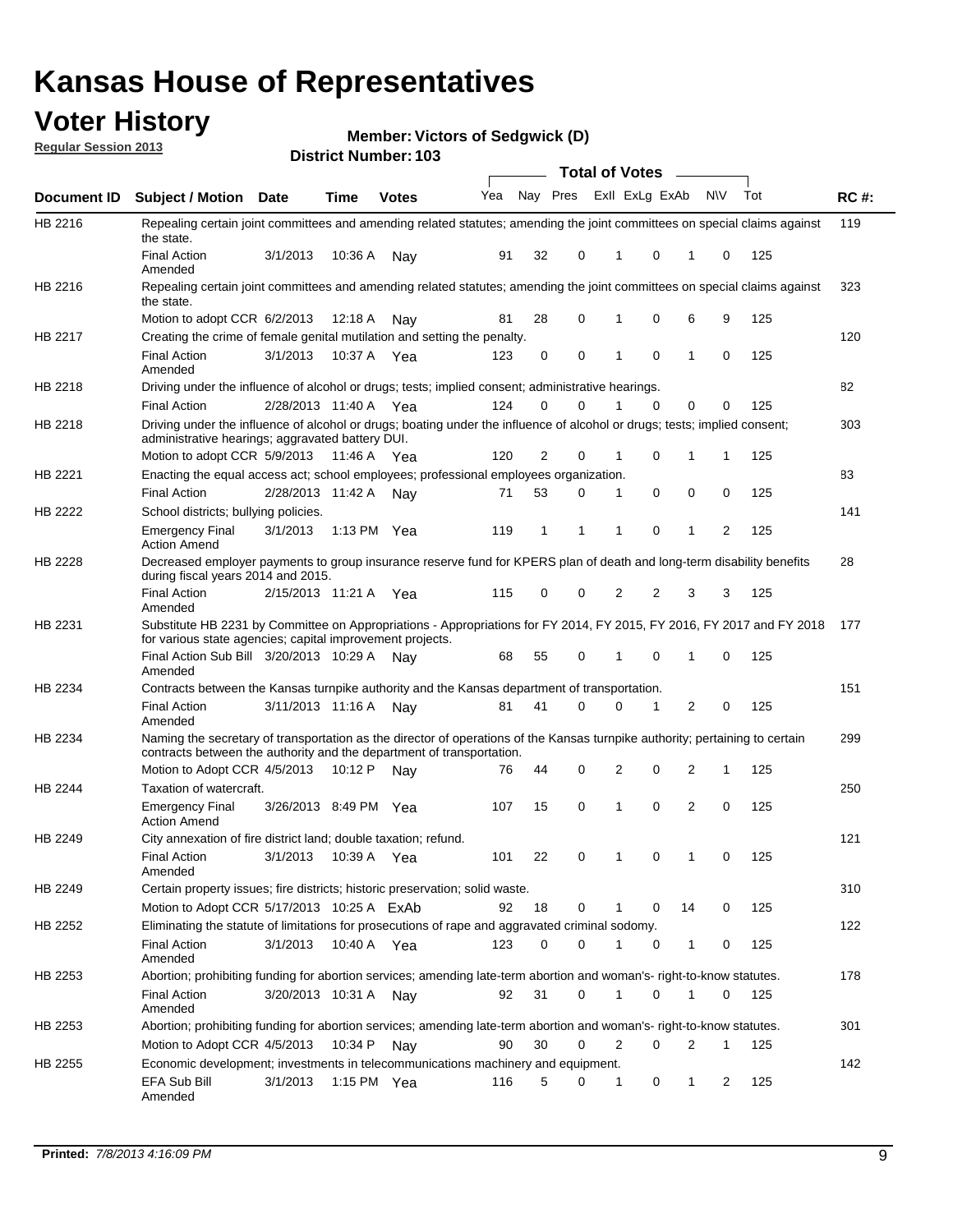# Kansas House of Representatives

## Voter History

**Regular Session 2013**

**Member: Victors of Sedgwick (D)**

**District Number: 103**

| Document ID | Subject / Motion | Date | Time | Votes | Yea | Nay | Pres | ExII | ExLg | ExAb | N\V | Tot | RC #: |
|---|---|---|---|---|---|---|---|---|---|---|---|---|---|
| HB 2216 | Repealing certain joint committees and amending related statutes; amending the joint committees on special claims against the state. | | | | | | | | | | | | 119 |
| | Final Action Amended | 3/1/2013 | 10:36 A | Nay | 91 | 32 | 0 | 1 | 0 | 1 | 0 | 125 | |
| HB 2216 | Repealing certain joint committees and amending related statutes; amending the joint committees on special claims against the state. | | | | | | | | | | | | 323 |
| | Motion to adopt CCR | 6/2/2013 | 12:18 A | Nay | 81 | 28 | 0 | 1 | 0 | 6 | 9 | 125 | |
| HB 2217 | Creating the crime of female genital mutilation and setting the penalty. | | | | | | | | | | | | 120 |
| | Final Action Amended | 3/1/2013 | 10:37 A | Yea | 123 | 0 | 0 | 1 | 0 | 1 | 0 | 125 | |
| HB 2218 | Driving under the influence of alcohol or drugs; tests; implied consent; administrative hearings. | | | | | | | | | | | | 82 |
| | Final Action | 2/28/2013 | 11:40 A | Yea | 124 | 0 | 0 | 1 | 0 | 0 | 0 | 125 | |
| HB 2218 | Driving under the influence of alcohol or drugs; boating under the influence of alcohol or drugs; tests; implied consent; administrative hearings; aggravated battery DUI. | | | | | | | | | | | | 303 |
| | Motion to adopt CCR | 5/9/2013 | 11:46 A | Yea | 120 | 2 | 0 | 1 | 0 | 1 | 1 | 125 | |
| HB 2221 | Enacting the equal access act; school employees; professional employees organization. | | | | | | | | | | | | 83 |
| | Final Action | 2/28/2013 | 11:42 A | Nay | 71 | 53 | 0 | 1 | 0 | 0 | 0 | 125 | |
| HB 2222 | School districts; bullying policies. | | | | | | | | | | | | 141 |
| | Emergency Final Action Amend | 3/1/2013 | 1:13 PM | Yea | 119 | 1 | 1 | 1 | 0 | 1 | 2 | 125 | |
| HB 2228 | Decreased employer payments to group insurance reserve fund for KPERS plan of death and long-term disability benefits during fiscal years 2014 and 2015. | | | | | | | | | | | | 28 |
| | Final Action Amended | 2/15/2013 | 11:21 A | Yea | 115 | 0 | 0 | 2 | 2 | 3 | 3 | 125 | |
| HB 2231 | Substitute HB 2231 by Committee on Appropriations - Appropriations for FY 2014, FY 2015, FY 2016, FY 2017 and FY 2018 for various state agencies; capital improvement projects. | | | | | | | | | | | | 177 |
| | Final Action Sub Bill Amended | 3/20/2013 | 10:29 A | Nay | 68 | 55 | 0 | 1 | 0 | 1 | 0 | 125 | |
| HB 2234 | Contracts between the Kansas turnpike authority and the Kansas department of transportation. | | | | | | | | | | | | 151 |
| | Final Action Amended | 3/11/2013 | 11:16 A | Nay | 81 | 41 | 0 | 0 | 1 | 2 | 0 | 125 | |
| HB 2234 | Naming the secretary of transportation as the director of operations of the Kansas turnpike authority; pertaining to certain contracts between the authority and the department of transportation. | | | | | | | | | | | | 299 |
| | Motion to Adopt CCR | 4/5/2013 | 10:12 P | Nay | 76 | 44 | 0 | 2 | 0 | 2 | 1 | 125 | |
| HB 2244 | Taxation of watercraft. | | | | | | | | | | | | 250 |
| | Emergency Final Action Amend | 3/26/2013 | 8:49 PM | Yea | 107 | 15 | 0 | 1 | 0 | 2 | 0 | 125 | |
| HB 2249 | City annexation of fire district land; double taxation; refund. | | | | | | | | | | | | 121 |
| | Final Action Amended | 3/1/2013 | 10:39 A | Yea | 101 | 22 | 0 | 1 | 0 | 1 | 0 | 125 | |
| HB 2249 | Certain property issues; fire districts; historic preservation; solid waste. | | | | | | | | | | | | 310 |
| | Motion to Adopt CCR | 5/17/2013 | 10:25 A | ExAb | 92 | 18 | 0 | 1 | 0 | 14 | 0 | 125 | |
| HB 2252 | Eliminating the statute of limitations for prosecutions of rape and aggravated criminal sodomy. | | | | | | | | | | | | 122 |
| | Final Action Amended | 3/1/2013 | 10:40 A | Yea | 123 | 0 | 0 | 1 | 0 | 1 | 0 | 125 | |
| HB 2253 | Abortion; prohibiting funding for abortion services; amending late-term abortion and woman's- right-to-know statutes. | | | | | | | | | | | | 178 |
| | Final Action Amended | 3/20/2013 | 10:31 A | Nay | 92 | 31 | 0 | 1 | 0 | 1 | 0 | 125 | |
| HB 2253 | Abortion; prohibiting funding for abortion services; amending late-term abortion and woman's- right-to-know statutes. | | | | | | | | | | | | 301 |
| | Motion to Adopt CCR | 4/5/2013 | 10:34 P | Nay | 90 | 30 | 0 | 2 | 0 | 2 | 1 | 125 | |
| HB 2255 | Economic development; investments in telecommunications machinery and equipment. | | | | | | | | | | | | 142 |
| | EFA Sub Bill Amended | 3/1/2013 | 1:15 PM | Yea | 116 | 5 | 0 | 1 | 0 | 1 | 2 | 125 | |

**Printed:** *7/8/2013 4:16:09 PM*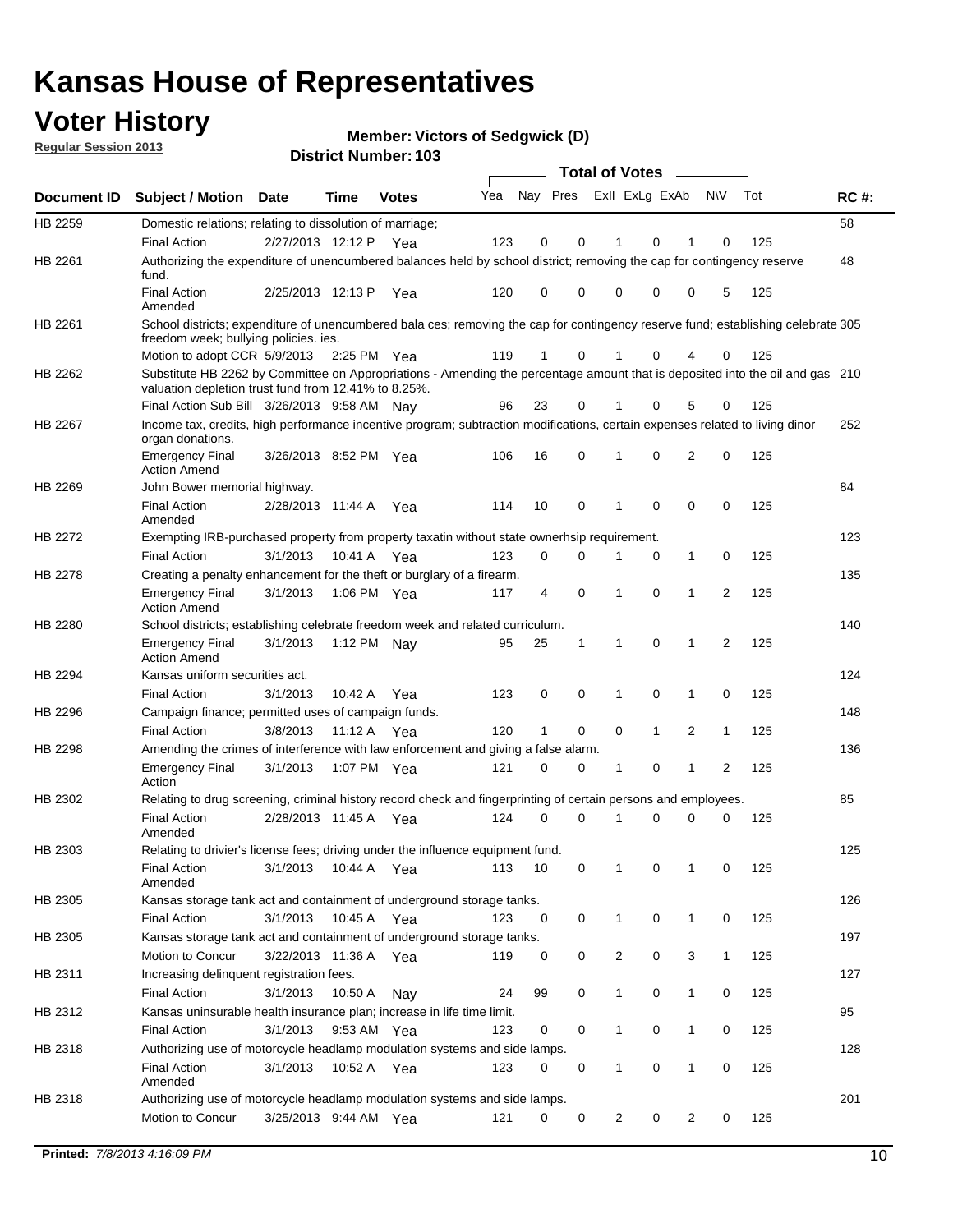# Kansas House of Representatives

## Voter History

**Regular Session 2013**

**Member: Victors of Sedgwick (D)**

**District Number: 103**

| Document ID | Subject / Motion | Date | Time | Votes | Yea | Nay | Pres | ExII | ExLg | ExAb | N\V | Tot | RC #: |
|---|---|---|---|---|---|---|---|---|---|---|---|---|---|
| HB 2259 | Domestic relations; relating to dissolution of marriage; | | | | | | | | | | | | 58 |
| | Final Action | 2/27/2013 | 12:12 P | Yea | 123 | 0 | 0 | 1 | 0 | 1 | 0 | 125 | |
| HB 2261 | Authorizing the expenditure of unencumbered balances held by school district; removing the cap for contingency reserve fund. | | | | | | | | | | | | 48 |
| | Final Action Amended | 2/25/2013 | 12:13 P | Yea | 120 | 0 | 0 | 0 | 0 | 0 | 5 | 125 | |
| HB 2261 | School districts; expenditure of unencumbered bala ces; removing the cap for contingency reserve fund; establishing celebrate freedom week; bullying policies. ies. | | | | | | | | | | | | 305 |
| | Motion to adopt CCR | 5/9/2013 | 2:25 PM | Yea | 119 | 1 | 0 | 1 | 0 | 4 | 0 | 125 | |
| HB 2262 | Substitute HB 2262 by Committee on Appropriations - Amending the percentage amount that is deposited into the oil and gas valuation depletion trust fund from 12.41% to 8.25%. | | | | | | | | | | | | 210 |
| | Final Action Sub Bill | 3/26/2013 | 9:58 AM | Nay | 96 | 23 | 0 | 1 | 0 | 5 | 0 | 125 | |
| HB 2267 | Income tax, credits, high performance incentive program; subtraction modifications, certain expenses related to living dinor organ donations. | | | | | | | | | | | | 252 |
| | Emergency Final Action Amend | 3/26/2013 | 8:52 PM | Yea | 106 | 16 | 0 | 1 | 0 | 2 | 0 | 125 | |
| HB 2269 | John Bower memorial highway. | | | | | | | | | | | | 84 |
| | Final Action Amended | 2/28/2013 | 11:44 A | Yea | 114 | 10 | 0 | 1 | 0 | 0 | 0 | 125 | |
| HB 2272 | Exempting IRB-purchased property from property taxatin without state ownerhsip requirement. | | | | | | | | | | | | 123 |
| | Final Action | 3/1/2013 | 10:41 A | Yea | 123 | 0 | 0 | 1 | 0 | 1 | 0 | 125 | |
| HB 2278 | Creating a penalty enhancement for the theft or burglary of a firearm. | | | | | | | | | | | | 135 |
| | Emergency Final Action Amend | 3/1/2013 | 1:06 PM | Yea | 117 | 4 | 0 | 1 | 0 | 1 | 2 | 125 | |
| HB 2280 | School districts; establishing celebrate freedom week and related curriculum. | | | | | | | | | | | | 140 |
| | Emergency Final Action Amend | 3/1/2013 | 1:12 PM | Nay | 95 | 25 | 1 | 1 | 0 | 1 | 2 | 125 | |
| HB 2294 | Kansas uniform securities act. | | | | | | | | | | | | 124 |
| | Final Action | 3/1/2013 | 10:42 A | Yea | 123 | 0 | 0 | 1 | 0 | 1 | 0 | 125 | |
| HB 2296 | Campaign finance; permitted uses of campaign funds. | | | | | | | | | | | | 148 |
| | Final Action | 3/8/2013 | 11:12 A | Yea | 120 | 1 | 0 | 0 | 1 | 2 | 1 | 125 | |
| HB 2298 | Amending the crimes of interference with law enforcement and giving a false alarm. | | | | | | | | | | | | 136 |
| | Emergency Final Action | 3/1/2013 | 1:07 PM | Yea | 121 | 0 | 0 | 1 | 0 | 1 | 2 | 125 | |
| HB 2302 | Relating to drug screening, criminal history record check and fingerprinting of certain persons and employees. | | | | | | | | | | | | 85 |
| | Final Action Amended | 2/28/2013 | 11:45 A | Yea | 124 | 0 | 0 | 1 | 0 | 0 | 0 | 125 | |
| HB 2303 | Relating to drivier's license fees; driving under the influence equipment fund. | | | | | | | | | | | | 125 |
| | Final Action Amended | 3/1/2013 | 10:44 A | Yea | 113 | 10 | 0 | 1 | 0 | 1 | 0 | 125 | |
| HB 2305 | Kansas storage tank act and containment of underground storage tanks. | | | | | | | | | | | | 126 |
| | Final Action | 3/1/2013 | 10:45 A | Yea | 123 | 0 | 0 | 1 | 0 | 1 | 0 | 125 | |
| HB 2305 | Kansas storage tank act and containment of underground storage tanks. | | | | | | | | | | | | 197 |
| | Motion to Concur | 3/22/2013 | 11:36 A | Yea | 119 | 0 | 0 | 2 | 0 | 3 | 1 | 125 | |
| HB 2311 | Increasing delinquent registration fees. | | | | | | | | | | | | 127 |
| | Final Action | 3/1/2013 | 10:50 A | Nay | 24 | 99 | 0 | 1 | 0 | 1 | 0 | 125 | |
| HB 2312 | Kansas uninsurable health insurance plan; increase in life time limit. | | | | | | | | | | | | 95 |
| | Final Action | 3/1/2013 | 9:53 AM | Yea | 123 | 0 | 0 | 1 | 0 | 1 | 0 | 125 | |
| HB 2318 | Authorizing use of motorcycle headlamp modulation systems and side lamps. | | | | | | | | | | | | 128 |
| | Final Action Amended | 3/1/2013 | 10:52 A | Yea | 123 | 0 | 0 | 1 | 0 | 1 | 0 | 125 | |
| HB 2318 | Authorizing use of motorcycle headlamp modulation systems and side lamps. | | | | | | | | | | | | 201 |
| | Motion to Concur | 3/25/2013 | 9:44 AM | Yea | 121 | 0 | 0 | 2 | 0 | 2 | 0 | 125 | |

**Printed:** *7/8/2013 4:16:09 PM*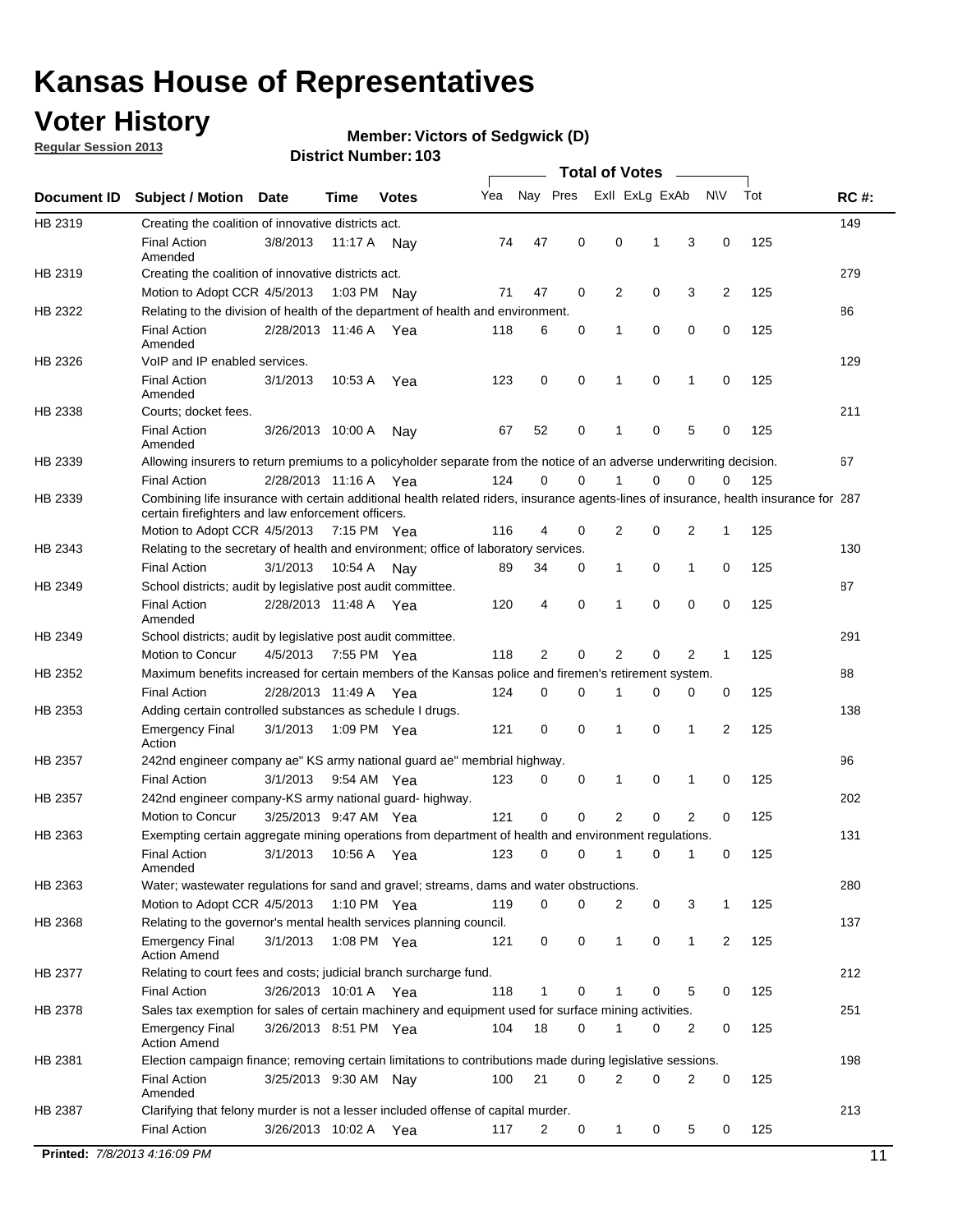# Kansas House of Representatives

## Voter History

**Regular Session 2013**

**Member: Victors of Sedgwick (D)**

**District Number: 103**

| Document ID | Subject / Motion | Date | Time | Votes | Yea | Nay | Pres | ExII | ExLg | ExAb | N\V | Tot | RC #: |
|---|---|---|---|---|---|---|---|---|---|---|---|---|---|
| HB 2319 | Creating the coalition of innovative districts act. | | | | | | | | | | | | 149 |
| | Final Action Amended | 3/8/2013 | 11:17 A | Nay | 74 | 47 | 0 | 0 | 1 | 3 | 0 | 125 | |
| HB 2319 | Creating the coalition of innovative districts act. | | | | | | | | | | | | 279 |
| | Motion to Adopt CCR | 4/5/2013 | 1:03 PM | Nay | 71 | 47 | 0 | 2 | 0 | 3 | 2 | 125 | |
| HB 2322 | Relating to the division of health of the department of health and environment. | | | | | | | | | | | | 86 |
| | Final Action Amended | 2/28/2013 | 11:46 A | Yea | 118 | 6 | 0 | 1 | 0 | 0 | 0 | 125 | |
| HB 2326 | VoIP and IP enabled services. | | | | | | | | | | | | 129 |
| | Final Action Amended | 3/1/2013 | 10:53 A | Yea | 123 | 0 | 0 | 1 | 0 | 1 | 0 | 125 | |
| HB 2338 | Courts; docket fees. | | | | | | | | | | | | 211 |
| | Final Action Amended | 3/26/2013 | 10:00 A | Nay | 67 | 52 | 0 | 1 | 0 | 5 | 0 | 125 | |
| HB 2339 | Allowing insurers to return premiums to a policyholder separate from the notice of an adverse underwriting decision. | | | | | | | | | | | | 67 |
| | Final Action | 2/28/2013 | 11:16 A | Yea | 124 | 0 | 0 | 1 | 0 | 0 | 0 | 125 | |
| HB 2339 | Combining life insurance with certain additional health related riders, insurance agents-lines of insurance, health insurance for certain firefighters and law enforcement officers. | | | | | | | | | | | | 287 |
| | Motion to Adopt CCR | 4/5/2013 | 7:15 PM | Yea | 116 | 4 | 0 | 2 | 0 | 2 | 1 | 125 | |
| HB 2343 | Relating to the secretary of health and environment; office of laboratory services. | | | | | | | | | | | | 130 |
| | Final Action | 3/1/2013 | 10:54 A | Nay | 89 | 34 | 0 | 1 | 0 | 1 | 0 | 125 | |
| HB 2349 | School districts; audit by legislative post audit committee. | | | | | | | | | | | | 87 |
| | Final Action Amended | 2/28/2013 | 11:48 A | Yea | 120 | 4 | 0 | 1 | 0 | 0 | 0 | 125 | |
| HB 2349 | School districts; audit by legislative post audit committee. | | | | | | | | | | | | 291 |
| | Motion to Concur | 4/5/2013 | 7:55 PM | Yea | 118 | 2 | 0 | 2 | 0 | 2 | 1 | 125 | |
| HB 2352 | Maximum benefits increased for certain members of the Kansas police and firemen's retirement system. | | | | | | | | | | | | 88 |
| | Final Action | 2/28/2013 | 11:49 A | Yea | 124 | 0 | 0 | 1 | 0 | 0 | 0 | 125 | |
| HB 2353 | Adding certain controlled substances as schedule I drugs. | | | | | | | | | | | | 138 |
| | Emergency Final Action | 3/1/2013 | 1:09 PM | Yea | 121 | 0 | 0 | 1 | 0 | 1 | 2 | 125 | |
| HB 2357 | 242nd engineer company ae" KS army national guard ae" membrial highway. | | | | | | | | | | | | 96 |
| | Final Action | 3/1/2013 | 9:54 AM | Yea | 123 | 0 | 0 | 1 | 0 | 1 | 0 | 125 | |
| HB 2357 | 242nd engineer company-KS army national guard- highway. | | | | | | | | | | | | 202 |
| | Motion to Concur | 3/25/2013 | 9:47 AM | Yea | 121 | 0 | 0 | 2 | 0 | 2 | 0 | 125 | |
| HB 2363 | Exempting certain aggregate mining operations from department of health and environment regulations. | | | | | | | | | | | | 131 |
| | Final Action Amended | 3/1/2013 | 10:56 A | Yea | 123 | 0 | 0 | 1 | 0 | 1 | 0 | 125 | |
| HB 2363 | Water; wastewater regulations for sand and gravel; streams, dams and water obstructions. | | | | | | | | | | | | 280 |
| | Motion to Adopt CCR | 4/5/2013 | 1:10 PM | Yea | 119 | 0 | 0 | 2 | 0 | 3 | 1 | 125 | |
| HB 2368 | Relating to the governor's mental health services planning council. | | | | | | | | | | | | 137 |
| | Emergency Final Action Amend | 3/1/2013 | 1:08 PM | Yea | 121 | 0 | 0 | 1 | 0 | 1 | 2 | 125 | |
| HB 2377 | Relating to court fees and costs; judicial branch surcharge fund. | | | | | | | | | | | | 212 |
| | Final Action | 3/26/2013 | 10:01 A | Yea | 118 | 1 | 0 | 1 | 0 | 5 | 0 | 125 | |
| HB 2378 | Sales tax exemption for sales of certain machinery and equipment used for surface mining activities. | | | | | | | | | | | | 251 |
| | Emergency Final Action Amend | 3/26/2013 | 8:51 PM | Yea | 104 | 18 | 0 | 1 | 0 | 2 | 0 | 125 | |
| HB 2381 | Election campaign finance; removing certain limitations to contributions made during legislative sessions. | | | | | | | | | | | | 198 |
| | Final Action Amended | 3/25/2013 | 9:30 AM | Nay | 100 | 21 | 0 | 2 | 0 | 2 | 0 | 125 | |
| HB 2387 | Clarifying that felony murder is not a lesser included offense of capital murder. | | | | | | | | | | | | 213 |
| | Final Action | 3/26/2013 | 10:02 A | Yea | 117 | 2 | 0 | 1 | 0 | 5 | 0 | 125 | |

**Printed:** *7/8/2013 4:16:09 PM*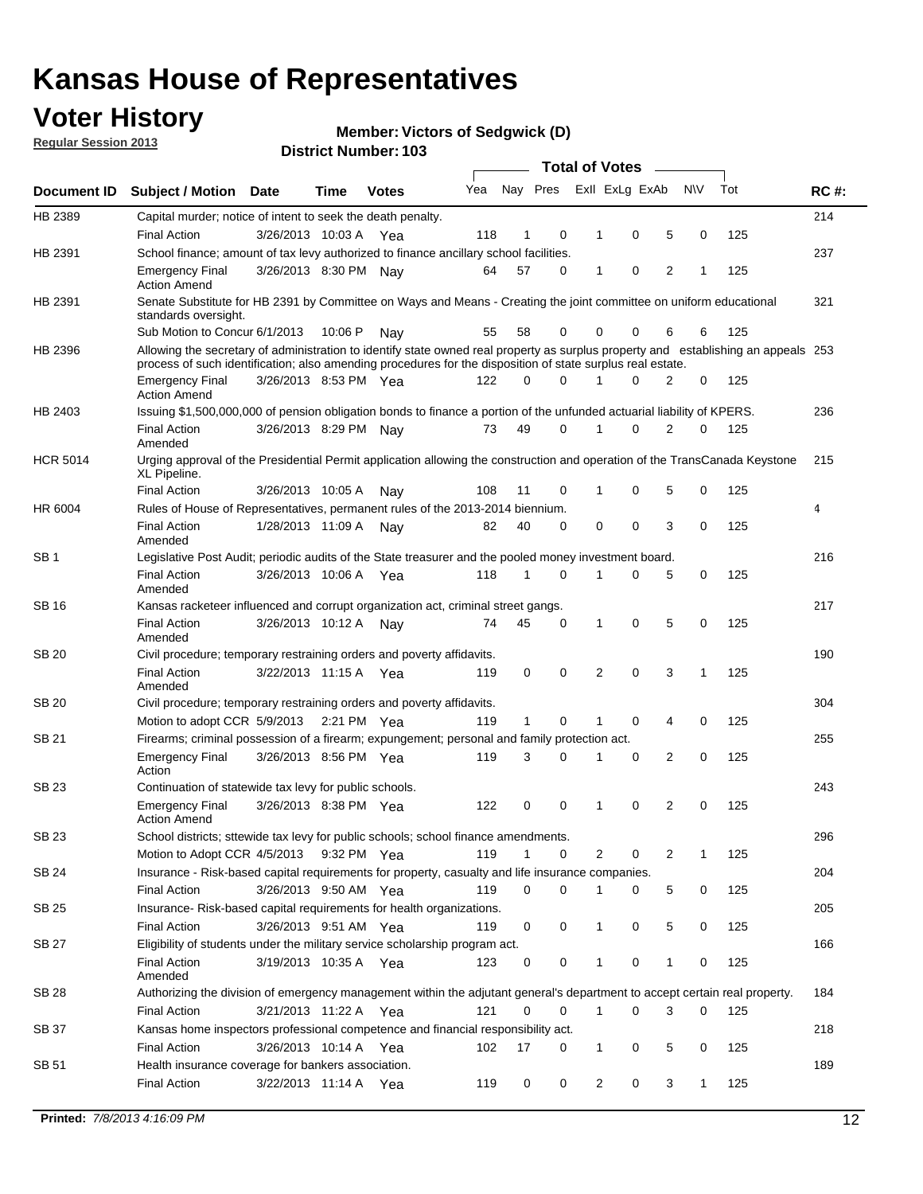# Kansas House of Representatives

## Voter History

**Regular Session 2013**

**Member: Victors of Sedgwick (D)**

**District Number: 103**

| Document ID | Subject / Motion | Date | Time | Votes | Yea | Nay | Pres | ExII | ExLg | ExAb | N\V | Tot | RC #: |
|---|---|---|---|---|---|---|---|---|---|---|---|---|---|
| HB 2389 | Capital murder; notice of intent to seek the death penalty. | | | | | | | | | | | | 214 |
| | Final Action | 3/26/2013 | 10:03 A | Yea | 118 | 1 | 0 | 1 | 0 | 5 | 0 | 125 | |
| HB 2391 | School finance; amount of tax levy authorized to finance ancillary school facilities. | | | | | | | | | | | | 237 |
| | Emergency Final Action Amend | 3/26/2013 | 8:30 PM | Nay | 64 | 57 | 0 | 1 | 0 | 2 | 1 | 125 | |
| HB 2391 | Senate Substitute for HB 2391 by Committee on Ways and Means - Creating the joint committee on uniform educational standards oversight. | | | | | | | | | | | | 321 |
| | Sub Motion to Concur | 6/1/2013 | 10:06 P | Nay | 55 | 58 | 0 | 0 | 0 | 6 | 6 | 125 | |
| HB 2396 | Allowing the secretary of administration to identify state owned real property as surplus property and establishing an appeals process of such identification; also amending procedures for the disposition of state surplus real estate. | | | | | | | | | | | | 253 |
| | Emergency Final Action Amend | 3/26/2013 | 8:53 PM | Yea | 122 | 0 | 0 | 1 | 0 | 2 | 0 | 125 | |
| HB 2403 | Issuing $1,500,000,000 of pension obligation bonds to finance a portion of the unfunded actuarial liability of KPERS. | | | | | | | | | | | | 236 |
| | Final Action Amended | 3/26/2013 | 8:29 PM | Nay | 73 | 49 | 0 | 1 | 0 | 2 | 0 | 125 | |
| HCR 5014 | Urging approval of the Presidential Permit application allowing the construction and operation of the TransCanada Keystone XL Pipeline. | | | | | | | | | | | | 215 |
| | Final Action | 3/26/2013 | 10:05 A | Nay | 108 | 11 | 0 | 1 | 0 | 5 | 0 | 125 | |
| HR 6004 | Rules of House of Representatives, permanent rules of the 2013-2014 biennium. | | | | | | | | | | | | 4 |
| | Final Action Amended | 1/28/2013 | 11:09 A | Nay | 82 | 40 | 0 | 0 | 0 | 3 | 0 | 125 | |
| SB 1 | Legislative Post Audit; periodic audits of the State treasurer and the pooled money investment board. | | | | | | | | | | | | 216 |
| | Final Action Amended | 3/26/2013 | 10:06 A | Yea | 118 | 1 | 0 | 1 | 0 | 5 | 0 | 125 | |
| SB 16 | Kansas racketeer influenced and corrupt organization act, criminal street gangs. | | | | | | | | | | | | 217 |
| | Final Action Amended | 3/26/2013 | 10:12 A | Nay | 74 | 45 | 0 | 1 | 0 | 5 | 0 | 125 | |
| SB 20 | Civil procedure; temporary restraining orders and poverty affidavits. | | | | | | | | | | | | 190 |
| | Final Action Amended | 3/22/2013 | 11:15 A | Yea | 119 | 0 | 0 | 2 | 0 | 3 | 1 | 125 | |
| SB 20 | Civil procedure; temporary restraining orders and poverty affidavits. | | | | | | | | | | | | 304 |
| | Motion to adopt CCR | 5/9/2013 | 2:21 PM | Yea | 119 | 1 | 0 | 1 | 0 | 4 | 0 | 125 | |
| SB 21 | Firearms; criminal possession of a firearm; expungement; personal and family protection act. | | | | | | | | | | | | 255 |
| | Emergency Final Action | 3/26/2013 | 8:56 PM | Yea | 119 | 3 | 0 | 1 | 0 | 2 | 0 | 125 | |
| SB 23 | Continuation of statewide tax levy for public schools. | | | | | | | | | | | | 243 |
| | Emergency Final Action Amend | 3/26/2013 | 8:38 PM | Yea | 122 | 0 | 0 | 1 | 0 | 2 | 0 | 125 | |
| SB 23 | School districts; sttewide tax levy for public schools; school finance amendments. | | | | | | | | | | | | 296 |
| | Motion to Adopt CCR | 4/5/2013 | 9:32 PM | Yea | 119 | 1 | 0 | 2 | 0 | 2 | 1 | 125 | |
| SB 24 | Insurance - Risk-based capital requirements for property, casualty and life insurance companies. | | | | | | | | | | | | 204 |
| | Final Action | 3/26/2013 | 9:50 AM | Yea | 119 | 0 | 0 | 1 | 0 | 5 | 0 | 125 | |
| SB 25 | Insurance- Risk-based capital requirements for health organizations. | | | | | | | | | | | | 205 |
| | Final Action | 3/26/2013 | 9:51 AM | Yea | 119 | 0 | 0 | 1 | 0 | 5 | 0 | 125 | |
| SB 27 | Eligibility of students under the military service scholarship program act. | | | | | | | | | | | | 166 |
| | Final Action Amended | 3/19/2013 | 10:35 A | Yea | 123 | 0 | 0 | 1 | 0 | 1 | 0 | 125 | |
| SB 28 | Authorizing the division of emergency management within the adjutant general's department to accept certain real property. | | | | | | | | | | | | 184 |
| | Final Action | 3/21/2013 | 11:22 A | Yea | 121 | 0 | 0 | 1 | 0 | 3 | 0 | 125 | |
| SB 37 | Kansas home inspectors professional competence and financial responsibility act. | | | | | | | | | | | | 218 |
| | Final Action | 3/26/2013 | 10:14 A | Yea | 102 | 17 | 0 | 1 | 0 | 5 | 0 | 125 | |
| SB 51 | Health insurance coverage for bankers association. | | | | | | | | | | | | 189 |
| | Final Action | 3/22/2013 | 11:14 A | Yea | 119 | 0 | 0 | 2 | 0 | 3 | 1 | 125 | |

**Printed:** *7/8/2013 4:16:09 PM*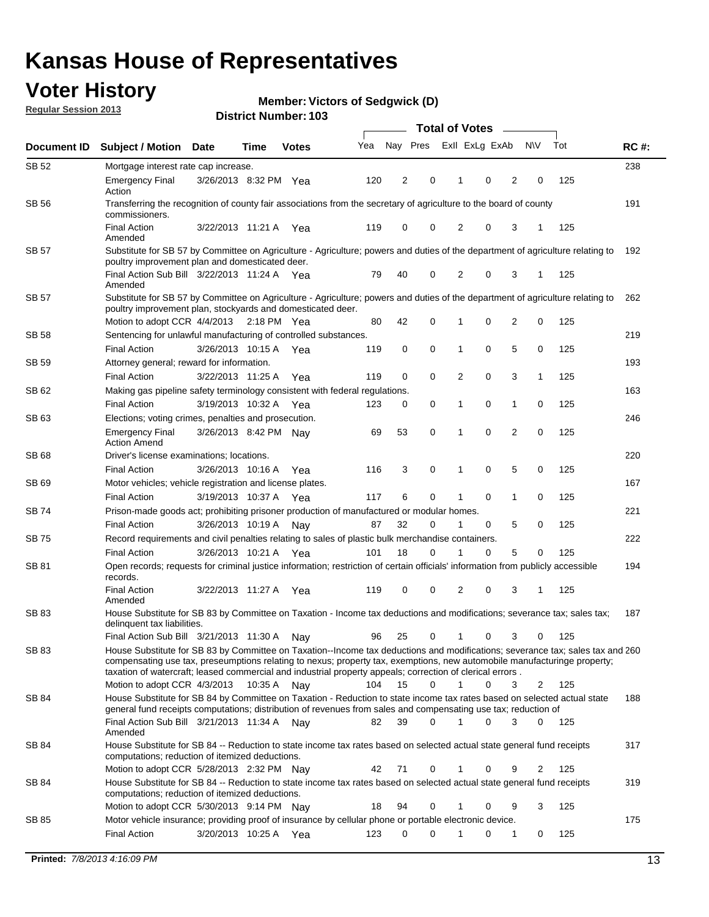# Kansas House of Representatives

## Voter History

**Regular Session 2013**

**Member: Victors of Sedgwick (D)**

**District Number: 103**

| Document ID | Subject / Motion | Date | Time | Votes | Yea | Nay | Pres | ExII | ExLg | ExAb | N\V | Tot | RC #: |
|---|---|---|---|---|---|---|---|---|---|---|---|---|---|
| SB 52 | Mortgage interest rate cap increase. | | | | | | | | | | | | 238 |
| | Emergency Final Action | 3/26/2013 | 8:32 PM | Yea | 120 | 2 | 0 | 1 | 0 | 2 | 0 | 125 | |
| SB 56 | Transferring the recognition of county fair associations from the secretary of agriculture to the board of county commissioners. | | | | | | | | | | | | 191 |
| | Final Action Amended | 3/22/2013 | 11:21 A | Yea | 119 | 0 | 0 | 2 | 0 | 3 | 1 | 125 | |
| SB 57 | Substitute for SB 57 by Committee on Agriculture - Agriculture; powers and duties of the department of agriculture relating to poultry improvement plan and domesticated deer. | | | | | | | | | | | | 192 |
| | Final Action Sub Bill Amended | 3/22/2013 | 11:24 A | Yea | 79 | 40 | 0 | 2 | 0 | 3 | 1 | 125 | |
| SB 57 | Substitute for SB 57 by Committee on Agriculture - Agriculture; powers and duties of the department of agriculture relating to poultry improvement plan, stockyards and domesticated deer. | | | | | | | | | | | | 262 |
| | Motion to adopt CCR | 4/4/2013 | 2:18 PM | Yea | 80 | 42 | 0 | 1 | 0 | 2 | 0 | 125 | |
| SB 58 | Sentencing for unlawful manufacturing of controlled substances. | | | | | | | | | | | | 219 |
| | Final Action | 3/26/2013 | 10:15 A | Yea | 119 | 0 | 0 | 1 | 0 | 5 | 0 | 125 | |
| SB 59 | Attorney general; reward for information. | | | | | | | | | | | | 193 |
| | Final Action | 3/22/2013 | 11:25 A | Yea | 119 | 0 | 0 | 2 | 0 | 3 | 1 | 125 | |
| SB 62 | Making gas pipeline safety terminology consistent with federal regulations. | | | | | | | | | | | | 163 |
| | Final Action | 3/19/2013 | 10:32 A | Yea | 123 | 0 | 0 | 1 | 0 | 1 | 0 | 125 | |
| SB 63 | Elections; voting crimes, penalties and prosecution. | | | | | | | | | | | | 246 |
| | Emergency Final Action Amend | 3/26/2013 | 8:42 PM | Nay | 69 | 53 | 0 | 1 | 0 | 2 | 0 | 125 | |
| SB 68 | Driver's license examinations; locations. | | | | | | | | | | | | 220 |
| | Final Action | 3/26/2013 | 10:16 A | Yea | 116 | 3 | 0 | 1 | 0 | 5 | 0 | 125 | |
| SB 69 | Motor vehicles; vehicle registration and license plates. | | | | | | | | | | | | 167 |
| | Final Action | 3/19/2013 | 10:37 A | Yea | 117 | 6 | 0 | 1 | 0 | 1 | 0 | 125 | |
| SB 74 | Prison-made goods act; prohibiting prisoner production of manufactured or modular homes. | | | | | | | | | | | | 221 |
| | Final Action | 3/26/2013 | 10:19 A | Nay | 87 | 32 | 0 | 1 | 0 | 5 | 0 | 125 | |
| SB 75 | Record requirements and civil penalties relating to sales of plastic bulk merchandise containers. | | | | | | | | | | | | 222 |
| | Final Action | 3/26/2013 | 10:21 A | Yea | 101 | 18 | 0 | 1 | 0 | 5 | 0 | 125 | |
| SB 81 | Open records; requests for criminal justice information; restriction of certain officials' information from publicly accessible records. | | | | | | | | | | | | 194 |
| | Final Action Amended | 3/22/2013 | 11:27 A | Yea | 119 | 0 | 0 | 2 | 0 | 3 | 1 | 125 | |
| SB 83 | House Substitute for SB 83 by Committee on Taxation - Income tax deductions and modifications; severance tax; sales tax; delinquent tax liabilities. | | | | | | | | | | | | 187 |
| | Final Action Sub Bill | 3/21/2013 | 11:30 A | Nay | 96 | 25 | 0 | 1 | 0 | 3 | 0 | 125 | |
| SB 83 | House Substitute for SB 83 by Committee on Taxation--Income tax deductions and modifications; severance tax; sales tax and compensating use tax, preseumptions relating to nexus; property tax, exemptions, new automobile manufacturinge property; taxation of watercraft; leased commercial and industrial property appeals; correction of clerical errors . | | | | | | | | | | | | 260 |
| | Motion to adopt CCR | 4/3/2013 | 10:35 A | Nay | 104 | 15 | 0 | 1 | 0 | 3 | 2 | 125 | |
| SB 84 | House Substitute for SB 84 by Committee on Taxation - Reduction to state income tax rates based on selected actual state general fund receipts computations; distribution of revenues from sales and compensating use tax; reduction of | | | | | | | | | | | | 188 |
| | Final Action Sub Bill Amended | 3/21/2013 | 11:34 A | Nay | 82 | 39 | 0 | 1 | 0 | 3 | 0 | 125 | |
| SB 84 | House Substitute for SB 84 -- Reduction to state income tax rates based on selected actual state general fund receipts computations; reduction of itemized deductions. | | | | | | | | | | | | 317 |
| | Motion to adopt CCR | 5/28/2013 | 2:32 PM | Nay | 42 | 71 | 0 | 1 | 0 | 9 | 2 | 125 | |
| SB 84 | House Substitute for SB 84 -- Reduction to state income tax rates based on selected actual state general fund receipts computations; reduction of itemized deductions. | | | | | | | | | | | | 319 |
| | Motion to adopt CCR | 5/30/2013 | 9:14 PM | Nay | 18 | 94 | 0 | 1 | 0 | 9 | 3 | 125 | |
| SB 85 | Motor vehicle insurance; providing proof of insurance by cellular phone or portable electronic device. | | | | | | | | | | | | 175 |
| | Final Action | 3/20/2013 | 10:25 A | Yea | 123 | 0 | 0 | 1 | 0 | 1 | 0 | 125 | |

**Printed:** *7/8/2013 4:16:09 PM*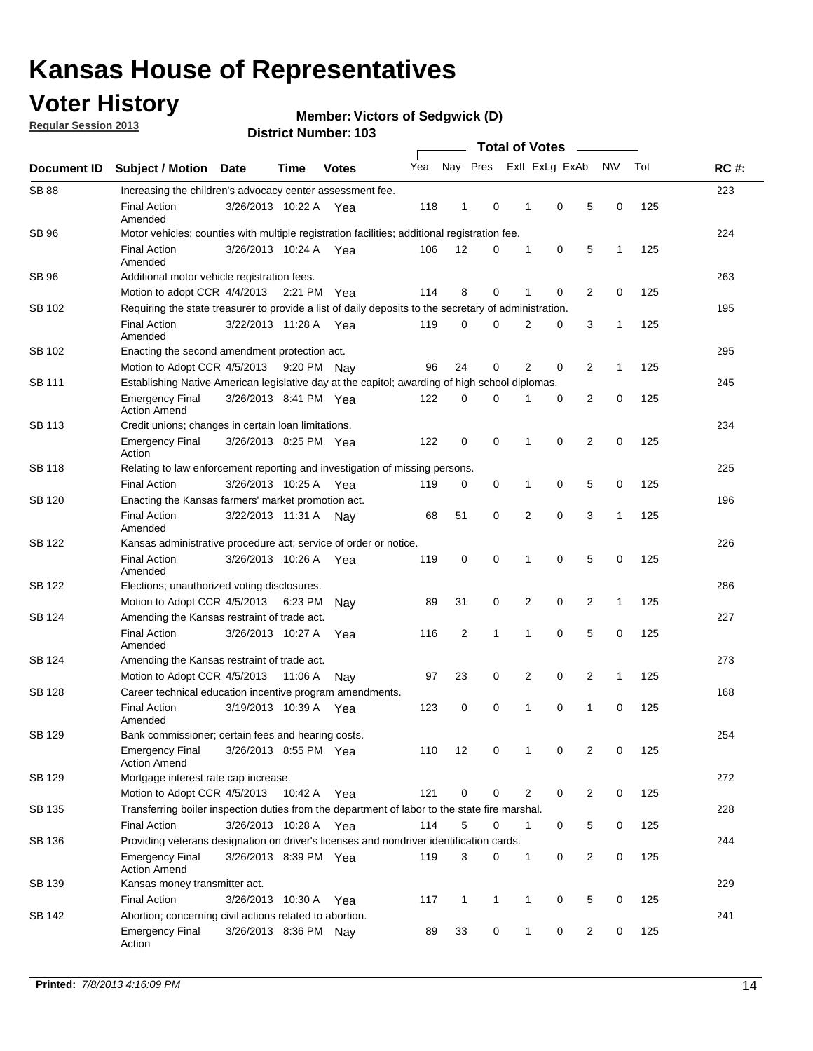# Kansas House of Representatives

## Voter History

**Regular Session 2013**

**Member: Victors of Sedgwick (D)**

**District Number: 103**

| Document ID | Subject / Motion | Date | Time | Votes | Yea | Nay | Pres | ExII | ExLg | ExAb | N\V | Tot | RC #: |
|---|---|---|---|---|---|---|---|---|---|---|---|---|---|
| SB 88 | Increasing the children's advocacy center assessment fee. | | | | | | | | | | | | 223 |
| | Final Action Amended | 3/26/2013 | 10:22 A | Yea | 118 | 1 | 0 | 1 | 0 | 5 | 0 | 125 | |
| SB 96 | Motor vehicles; counties with multiple registration facilities; additional registration fee. | | | | | | | | | | | | 224 |
| | Final Action Amended | 3/26/2013 | 10:24 A | Yea | 106 | 12 | 0 | 1 | 0 | 5 | 1 | 125 | |
| SB 96 | Additional motor vehicle registration fees. | | | | | | | | | | | | 263 |
| | Motion to adopt CCR | 4/4/2013 | 2:21 PM | Yea | 114 | 8 | 0 | 1 | 0 | 2 | 0 | 125 | |
| SB 102 | Requiring the state treasurer to provide a list of daily deposits to the secretary of administration. | | | | | | | | | | | | 195 |
| | Final Action Amended | 3/22/2013 | 11:28 A | Yea | 119 | 0 | 0 | 2 | 0 | 3 | 1 | 125 | |
| SB 102 | Enacting the second amendment protection act. | | | | | | | | | | | | 295 |
| | Motion to Adopt CCR | 4/5/2013 | 9:20 PM | Nay | 96 | 24 | 0 | 2 | 0 | 2 | 1 | 125 | |
| SB 111 | Establishing Native American legislative day at the capitol; awarding of high school diplomas. | | | | | | | | | | | | 245 |
| | Emergency Final Action Amend | 3/26/2013 | 8:41 PM | Yea | 122 | 0 | 0 | 1 | 0 | 2 | 0 | 125 | |
| SB 113 | Credit unions; changes in certain loan limitations. | | | | | | | | | | | | 234 |
| | Emergency Final Action | 3/26/2013 | 8:25 PM | Yea | 122 | 0 | 0 | 1 | 0 | 2 | 0 | 125 | |
| SB 118 | Relating to law enforcement reporting and investigation of missing persons. | | | | | | | | | | | | 225 |
| | Final Action | 3/26/2013 | 10:25 A | Yea | 119 | 0 | 0 | 1 | 0 | 5 | 0 | 125 | |
| SB 120 | Enacting the Kansas farmers' market promotion act. | | | | | | | | | | | | 196 |
| | Final Action Amended | 3/22/2013 | 11:31 A | Nay | 68 | 51 | 0 | 2 | 0 | 3 | 1 | 125 | |
| SB 122 | Kansas administrative procedure act; service of order or notice. | | | | | | | | | | | | 226 |
| | Final Action Amended | 3/26/2013 | 10:26 A | Yea | 119 | 0 | 0 | 1 | 0 | 5 | 0 | 125 | |
| SB 122 | Elections; unauthorized voting disclosures. | | | | | | | | | | | | 286 |
| | Motion to Adopt CCR | 4/5/2013 | 6:23 PM | Nay | 89 | 31 | 0 | 2 | 0 | 2 | 1 | 125 | |
| SB 124 | Amending the Kansas restraint of trade act. | | | | | | | | | | | | 227 |
| | Final Action Amended | 3/26/2013 | 10:27 A | Yea | 116 | 2 | 1 | 1 | 0 | 5 | 0 | 125 | |
| SB 124 | Amending the Kansas restraint of trade act. | | | | | | | | | | | | 273 |
| | Motion to Adopt CCR | 4/5/2013 | 11:06 A | Nay | 97 | 23 | 0 | 2 | 0 | 2 | 1 | 125 | |
| SB 128 | Career technical education incentive program amendments. | | | | | | | | | | | | 168 |
| | Final Action Amended | 3/19/2013 | 10:39 A | Yea | 123 | 0 | 0 | 1 | 0 | 1 | 0 | 125 | |
| SB 129 | Bank commissioner; certain fees and hearing costs. | | | | | | | | | | | | 254 |
| | Emergency Final Action Amend | 3/26/2013 | 8:55 PM | Yea | 110 | 12 | 0 | 1 | 0 | 2 | 0 | 125 | |
| SB 129 | Mortgage interest rate cap increase. | | | | | | | | | | | | 272 |
| | Motion to Adopt CCR | 4/5/2013 | 10:42 A | Yea | 121 | 0 | 0 | 2 | 0 | 2 | 0 | 125 | |
| SB 135 | Transferring boiler inspection duties from the department of labor to the state fire marshal. | | | | | | | | | | | | 228 |
| | Final Action | 3/26/2013 | 10:28 A | Yea | 114 | 5 | 0 | 1 | 0 | 5 | 0 | 125 | |
| SB 136 | Providing veterans designation on driver's licenses and nondriver identification cards. | | | | | | | | | | | | 244 |
| | Emergency Final Action Amend | 3/26/2013 | 8:39 PM | Yea | 119 | 3 | 0 | 1 | 0 | 2 | 0 | 125 | |
| SB 139 | Kansas money transmitter act. | | | | | | | | | | | | 229 |
| | Final Action | 3/26/2013 | 10:30 A | Yea | 117 | 1 | 1 | 1 | 0 | 5 | 0 | 125 | |
| SB 142 | Abortion; concerning civil actions related to abortion. | | | | | | | | | | | | 241 |
| | Emergency Final Action | 3/26/2013 | 8:36 PM | Nay | 89 | 33 | 0 | 1 | 0 | 2 | 0 | 125 | |

**Printed:** *7/8/2013 4:16:09 PM*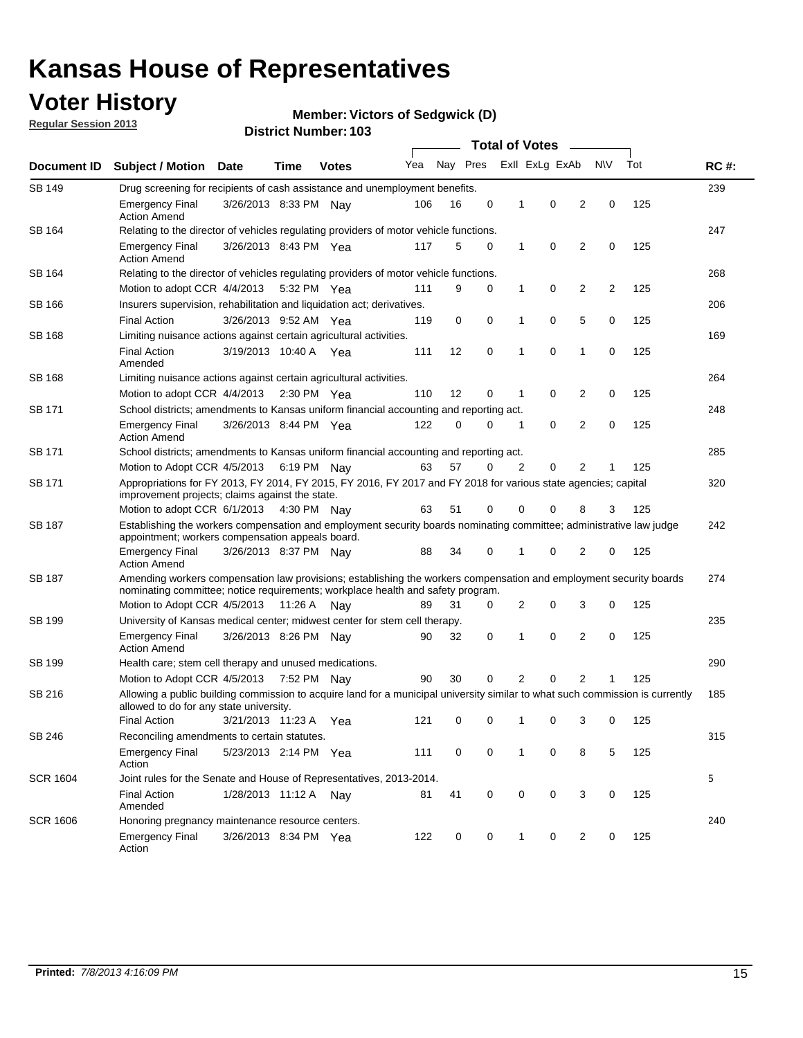# Kansas House of Representatives

## Voter History

**Regular Session 2013**

**Member: Victors of Sedgwick (D)**

**District Number: 103**

| Document ID | Subject / Motion | Date | Time | Votes | Yea | Nay | Pres | ExII | ExLg | ExAb | N\V | Tot | RC #: |
|---|---|---|---|---|---|---|---|---|---|---|---|---|---|
| SB 149 | Drug screening for recipients of cash assistance and unemployment benefits. | | | | | | | | | | | | 239 |
| | Emergency Final Action Amend | 3/26/2013 | 8:33 PM | Nay | 106 | 16 | 0 | 1 | 0 | 2 | 0 | 125 | |
| SB 164 | Relating to the director of vehicles regulating providers of motor vehicle functions. | | | | | | | | | | | | 247 |
| | Emergency Final Action Amend | 3/26/2013 | 8:43 PM | Yea | 117 | 5 | 0 | 1 | 0 | 2 | 0 | 125 | |
| SB 164 | Relating to the director of vehicles regulating providers of motor vehicle functions. | | | | | | | | | | | | 268 |
| | Motion to adopt CCR | 4/4/2013 | 5:32 PM | Yea | 111 | 9 | 0 | 1 | 0 | 2 | 2 | 125 | |
| SB 166 | Insurers supervision, rehabilitation and liquidation act; derivatives. | | | | | | | | | | | | 206 |
| | Final Action | 3/26/2013 | 9:52 AM | Yea | 119 | 0 | 0 | 1 | 0 | 5 | 0 | 125 | |
| SB 168 | Limiting nuisance actions against certain agricultural activities. | | | | | | | | | | | | 169 |
| | Final Action Amended | 3/19/2013 | 10:40 A | Yea | 111 | 12 | 0 | 1 | 0 | 1 | 0 | 125 | |
| SB 168 | Limiting nuisance actions against certain agricultural activities. | | | | | | | | | | | | 264 |
| | Motion to adopt CCR | 4/4/2013 | 2:30 PM | Yea | 110 | 12 | 0 | 1 | 0 | 2 | 0 | 125 | |
| SB 171 | School districts; amendments to Kansas uniform financial accounting and reporting act. | | | | | | | | | | | | 248 |
| | Emergency Final Action Amend | 3/26/2013 | 8:44 PM | Yea | 122 | 0 | 0 | 1 | 0 | 2 | 0 | 125 | |
| SB 171 | School districts; amendments to Kansas uniform financial accounting and reporting act. | | | | | | | | | | | | 285 |
| | Motion to Adopt CCR | 4/5/2013 | 6:19 PM | Nay | 63 | 57 | 0 | 2 | 0 | 2 | 1 | 125 | |
| SB 171 | Appropriations for FY 2013, FY 2014, FY 2015, FY 2016, FY 2017 and FY 2018 for various state agencies; capital improvement projects; claims against the state. | | | | | | | | | | | | 320 |
| | Motion to adopt CCR | 6/1/2013 | 4:30 PM | Nay | 63 | 51 | 0 | 0 | 0 | 8 | 3 | 125 | |
| SB 187 | Establishing the workers compensation and employment security boards nominating committee; administrative law judge appointment; workers compensation appeals board. | | | | | | | | | | | | 242 |
| | Emergency Final Action Amend | 3/26/2013 | 8:37 PM | Nay | 88 | 34 | 0 | 1 | 0 | 2 | 0 | 125 | |
| SB 187 | Amending workers compensation law provisions; establishing the workers compensation and employment security boards nominating committee; notice requirements; workplace health and safety program. | | | | | | | | | | | | 274 |
| | Motion to Adopt CCR | 4/5/2013 | 11:26 A | Nay | 89 | 31 | 0 | 2 | 0 | 3 | 0 | 125 | |
| SB 199 | University of Kansas medical center; midwest center for stem cell therapy. | | | | | | | | | | | | 235 |
| | Emergency Final Action Amend | 3/26/2013 | 8:26 PM | Nay | 90 | 32 | 0 | 1 | 0 | 2 | 0 | 125 | |
| SB 199 | Health care; stem cell therapy and unused medications. | | | | | | | | | | | | 290 |
| | Motion to Adopt CCR | 4/5/2013 | 7:52 PM | Nay | 90 | 30 | 0 | 2 | 0 | 2 | 1 | 125 | |
| SB 216 | Allowing a public building commission to acquire land for a municipal university similar to what such commission is currently allowed to do for any state university. | | | | | | | | | | | | 185 |
| | Final Action | 3/21/2013 | 11:23 A | Yea | 121 | 0 | 0 | 1 | 0 | 3 | 0 | 125 | |
| SB 246 | Reconciling amendments to certain statutes. | | | | | | | | | | | | 315 |
| | Emergency Final Action | 5/23/2013 | 2:14 PM | Yea | 111 | 0 | 0 | 1 | 0 | 8 | 5 | 125 | |
| SCR 1604 | Joint rules for the Senate and House of Representatives, 2013-2014. | | | | | | | | | | | | 5 |
| | Final Action Amended | 1/28/2013 | 11:12 A | Nay | 81 | 41 | 0 | 0 | 0 | 3 | 0 | 125 | |
| SCR 1606 | Honoring pregnancy maintenance resource centers. | | | | | | | | | | | | 240 |
| | Emergency Final Action | 3/26/2013 | 8:34 PM | Yea | 122 | 0 | 0 | 1 | 0 | 2 | 0 | 125 | |

**Printed:** *7/8/2013 4:16:09 PM*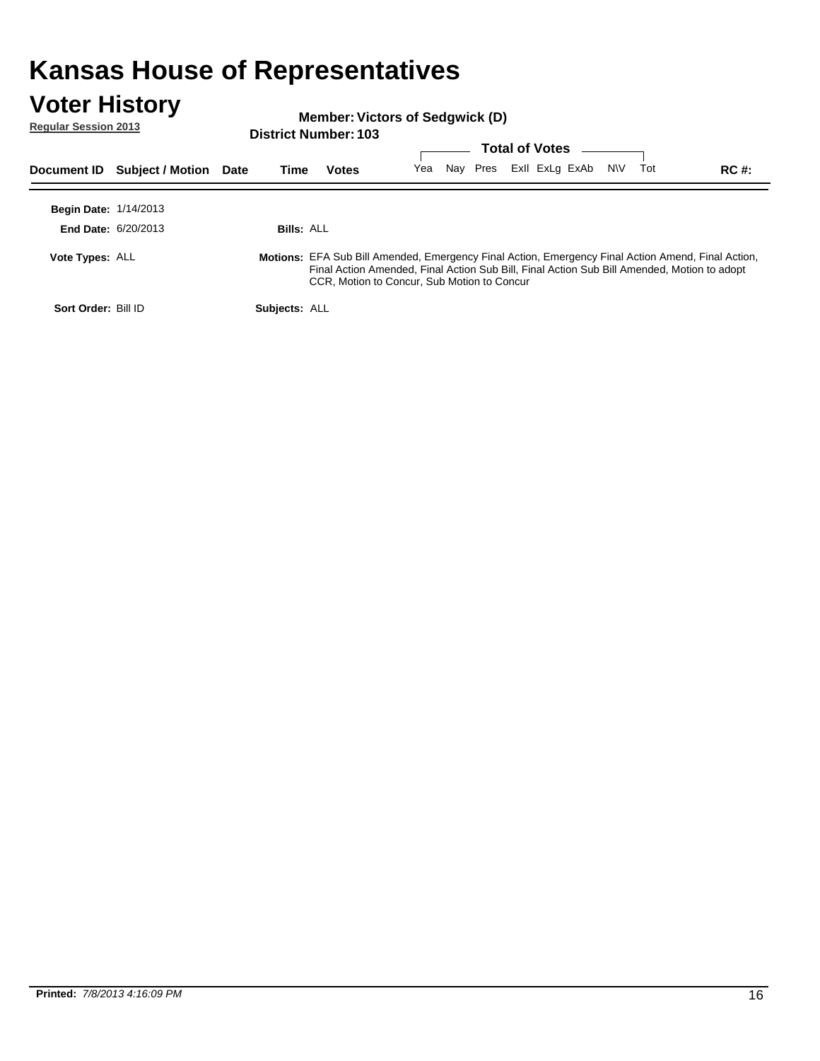# Kansas House of Representatives

## Voter History

**Regular Session 2013**

**Member:** Victors of Sedgwick (D)

**District Number:** 103

| Document ID | Subject / Motion | Date | Time | Votes | Yea | Nay | Pres | ExlI | ExLg | ExAb | N\V | Tot | RC #: |
|---|---|---|---|---|---|---|---|---|---|---|---|---|---|

**Total of Votes**

**Begin Date:** 1/14/2013

**End Date:** 6/20/2013

**Bills:** ALL

**Vote Types:** ALL

**Motions:** EFA Sub Bill Amended, Emergency Final Action, Emergency Final Action Amend, Final Action, Final Action Amended, Final Action Sub Bill, Final Action Sub Bill Amended, Motion to adopt CCR, Motion to Concur, Sub Motion to Concur

**Sort Order:** Bill ID

**Subjects:** ALL

**Printed:** *7/8/2013 4:16:09 PM*